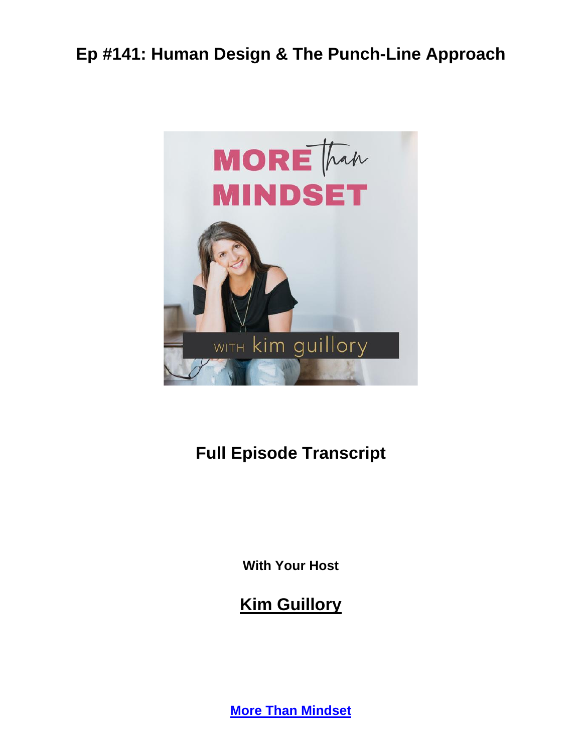# Ep #141: Human Design & The Punch-Line Approach

## Full Episode Transcript

**With Your Host**

## Kim Guillory

**More Than Mindset**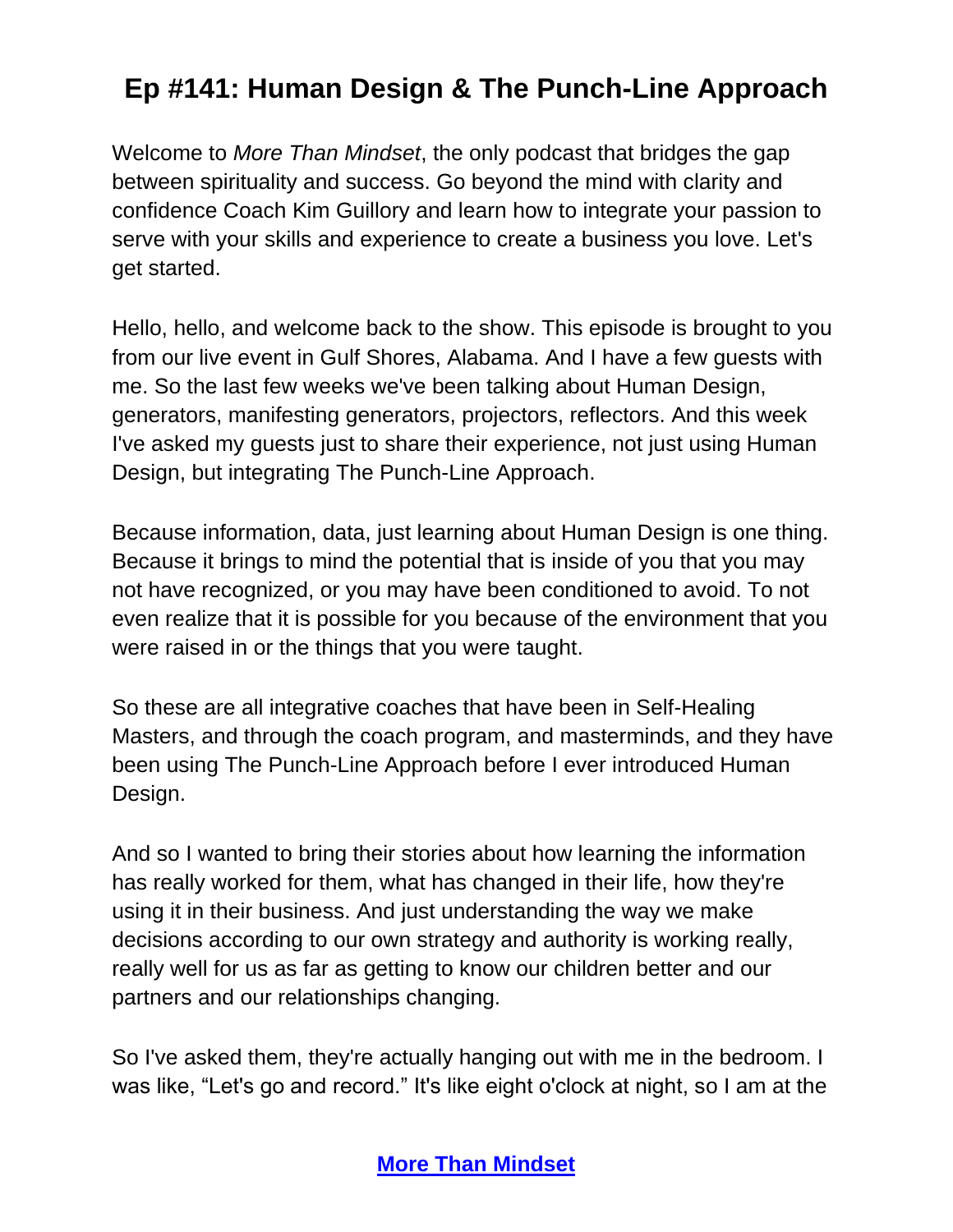# Ep #141: Human Design & The Punch-Line Approach

Welcome to *More Than Mindset*, the only podcast that bridges the gap between spirituality and success. Go beyond the mind with clarity and confidence Coach Kim Guillory and learn how to integrate your passion to serve with your skills and experience to create a business you love. Let's get started.

Hello, hello, and welcome back to the show. This episode is brought to you from our live event in Gulf Shores, Alabama. And I have a few guests with me. So the last few weeks we've been talking about Human Design, generators, manifesting generators, projectors, reflectors. And this week I've asked my guests just to share their experience, not just using Human Design, but integrating The Punch-Line Approach.

Because information, data, just learning about Human Design is one thing. Because it brings to mind the potential that is inside of you that you may not have recognized, or you may have been conditioned to avoid. To not even realize that it is possible for you because of the environment that you were raised in or the things that you were taught.

So these are all integrative coaches that have been in Self-Healing Masters, and through the coach program, and masterminds, and they have been using The Punch-Line Approach before I ever introduced Human Design.

And so I wanted to bring their stories about how learning the information has really worked for them, what has changed in their life, how they're using it in their business. And just understanding the way we make decisions according to our own strategy and authority is working really, really well for us as far as getting to know our children better and our partners and our relationships changing.

So I've asked them, they're actually hanging out with me in the bedroom. I was like, "Let's go and record." It's like eight o'clock at night, so I am at the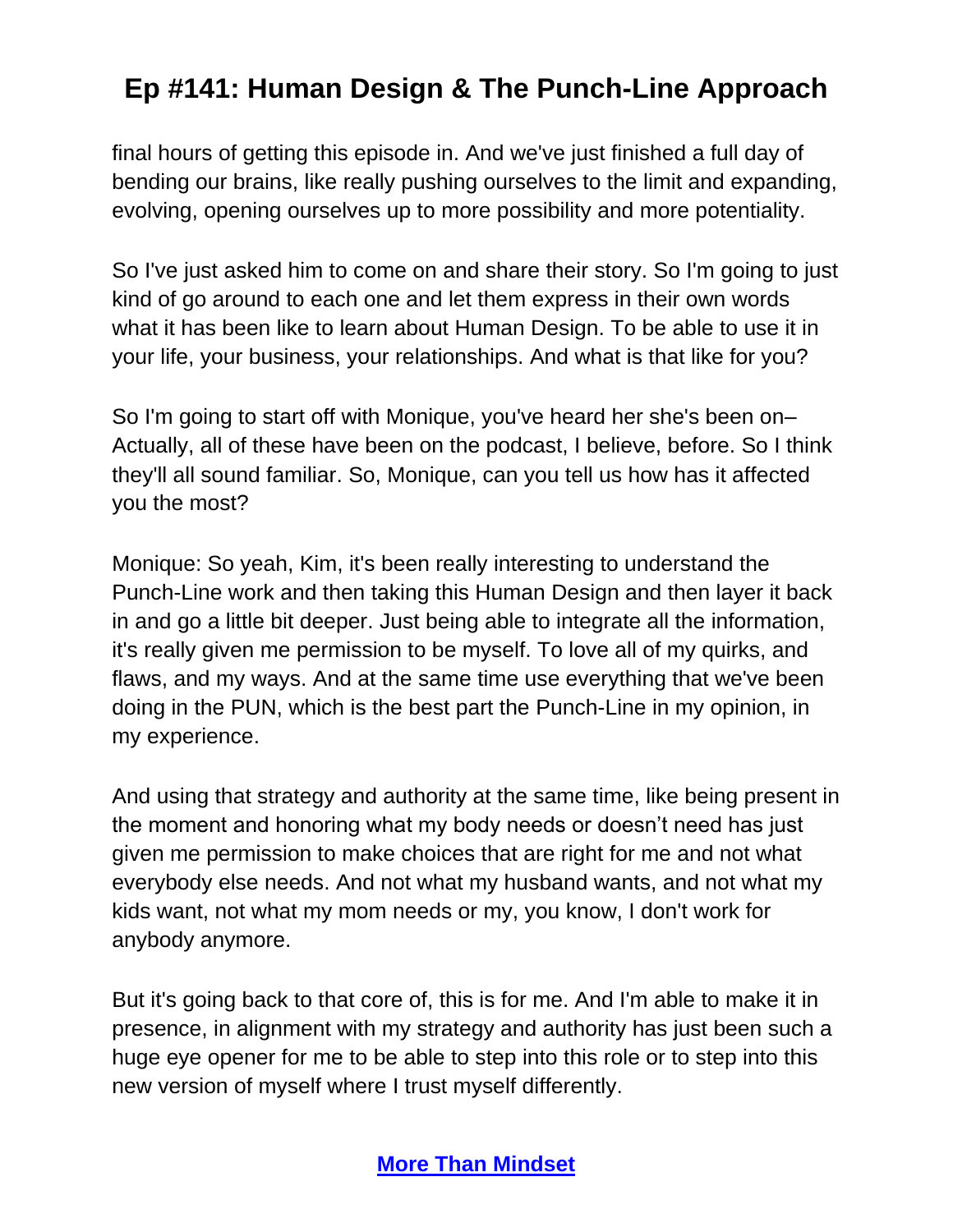final hours of getting this episode in. And we've just finished a full day of bending our brains, like really pushing ourselves to the limit and expanding, evolving, opening ourselves up to more possibility and more potentiality.

So I've just asked him to come on and share their story. So I'm going to just kind of go around to each one and let them express in their own words what it has been like to learn about Human Design. To be able to use it in your life, your business, your relationships. And what is that like for you?

So I'm going to start off with Monique, you've heard her she's been on– Actually, all of these have been on the podcast, I believe, before. So I think they'll all sound familiar. So, Monique, can you tell us how has it affected you the most?

Monique: So yeah, Kim, it's been really interesting to understand the Punch-Line work and then taking this Human Design and then layer it back in and go a little bit deeper. Just being able to integrate all the information, it's really given me permission to be myself. To love all of my quirks, and flaws, and my ways. And at the same time use everything that we've been doing in the PUN, which is the best part the Punch-Line in my opinion, in my experience.

And using that strategy and authority at the same time, like being present in the moment and honoring what my body needs or doesn’t need has just given me permission to make choices that are right for me and not what everybody else needs. And not what my husband wants, and not what my kids want, not what my mom needs or my, you know, I don't work for anybody anymore.

But it's going back to that core of, this is for me. And I'm able to make it in presence, in alignment with my strategy and authority has just been such a huge eye opener for me to be able to step into this role or to step into this new version of myself where I trust myself differently.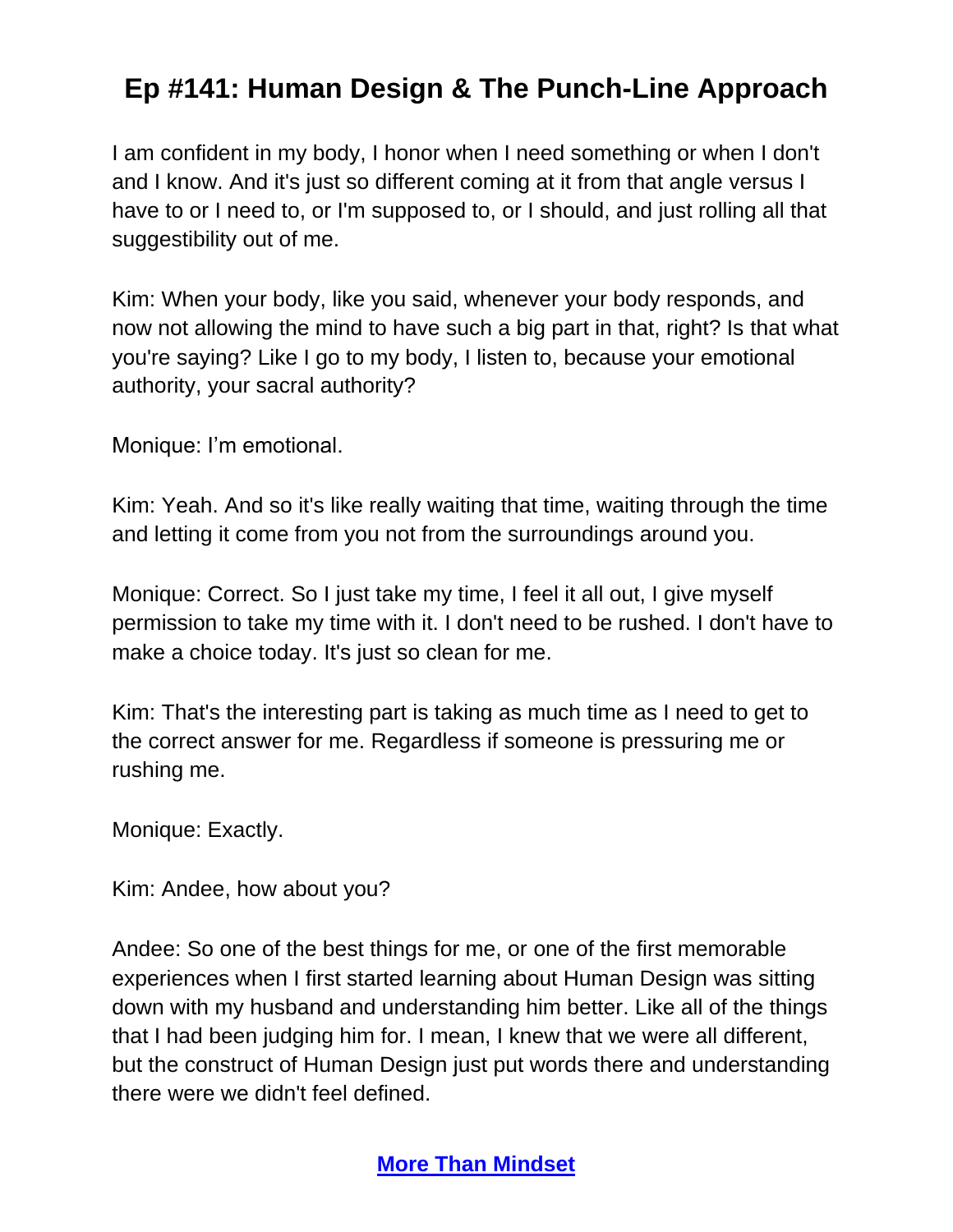I am confident in my body, I honor when I need something or when I don't and I know. And it's just so different coming at it from that angle versus I have to or I need to, or I'm supposed to, or I should, and just rolling all that suggestibility out of me.

Kim: When your body, like you said, whenever your body responds, and now not allowing the mind to have such a big part in that, right? Is that what you're saying? Like I go to my body, I listen to, because your emotional authority, your sacral authority?

Monique: I'm emotional.

Kim: Yeah. And so it's like really waiting that time, waiting through the time and letting it come from you not from the surroundings around you.

Monique: Correct. So I just take my time, I feel it all out, I give myself permission to take my time with it. I don't need to be rushed. I don't have to make a choice today. It's just so clean for me.

Kim: That's the interesting part is taking as much time as I need to get to the correct answer for me. Regardless if someone is pressuring me or rushing me.

Monique: Exactly.

Kim: Andee, how about you?

Andee: So one of the best things for me, or one of the first memorable experiences when I first started learning about Human Design was sitting down with my husband and understanding him better. Like all of the things that I had been judging him for. I mean, I knew that we were all different, but the construct of Human Design just put words there and understanding there were we didn't feel defined.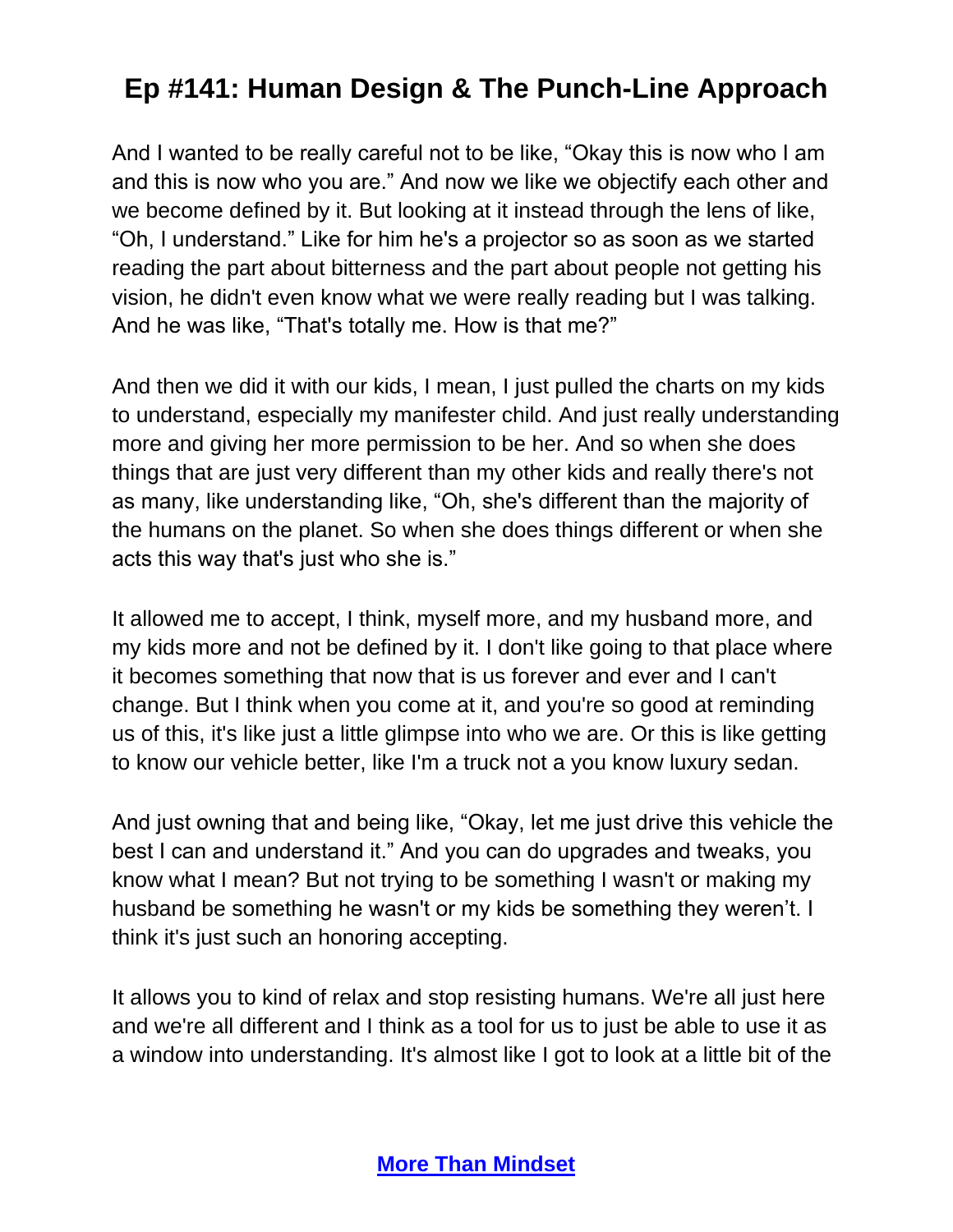And I wanted to be really careful not to be like, “Okay this is now who I am and this is now who you are.” And now we like we objectify each other and we become defined by it. But looking at it instead through the lens of like, “Oh, I understand.” Like for him he's a projector so as soon as we started reading the part about bitterness and the part about people not getting his vision, he didn't even know what we were really reading but I was talking. And he was like, “That's totally me. How is that me?”

And then we did it with our kids, I mean, I just pulled the charts on my kids to understand, especially my manifester child. And just really understanding more and giving her more permission to be her. And so when she does things that are just very different than my other kids and really there's not as many, like understanding like, “Oh, she's different than the majority of the humans on the planet. So when she does things different or when she acts this way that's just who she is.”

It allowed me to accept, I think, myself more, and my husband more, and my kids more and not be defined by it. I don't like going to that place where it becomes something that now that is us forever and ever and I can't change. But I think when you come at it, and you're so good at reminding us of this, it's like just a little glimpse into who we are. Or this is like getting to know our vehicle better, like I'm a truck not a you know luxury sedan.

And just owning that and being like, “Okay, let me just drive this vehicle the best I can and understand it.” And you can do upgrades and tweaks, you know what I mean? But not trying to be something I wasn't or making my husband be something he wasn't or my kids be something they weren’t. I think it's just such an honoring accepting.

It allows you to kind of relax and stop resisting humans. We're all just here and we're all different and I think as a tool for us to just be able to use it as a window into understanding. It's almost like I got to look at a little bit of the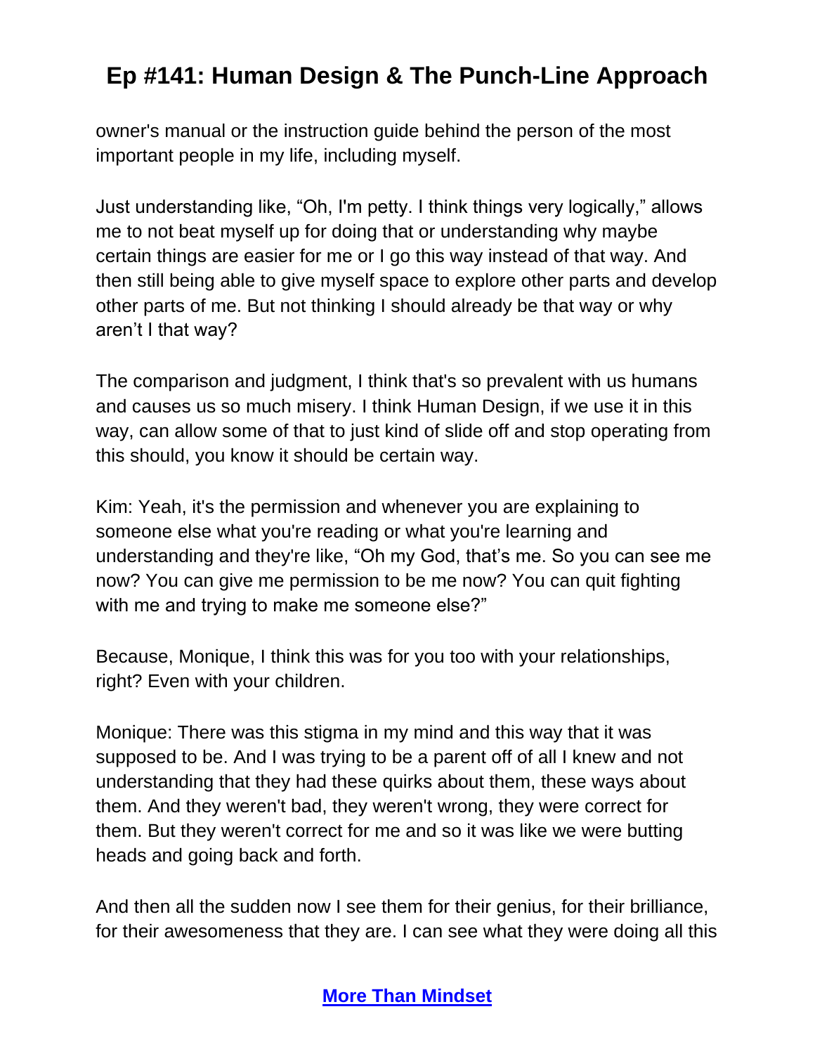owner's manual or the instruction guide behind the person of the most important people in my life, including myself.

Just understanding like, "Oh, I'm petty. I think things very logically," allows me to not beat myself up for doing that or understanding why maybe certain things are easier for me or I go this way instead of that way. And then still being able to give myself space to explore other parts and develop other parts of me. But not thinking I should already be that way or why aren't I that way?

The comparison and judgment, I think that's so prevalent with us humans and causes us so much misery. I think Human Design, if we use it in this way, can allow some of that to just kind of slide off and stop operating from this should, you know it should be certain way.

Kim: Yeah, it's the permission and whenever you are explaining to someone else what you're reading or what you're learning and understanding and they're like, "Oh my God, that's me. So you can see me now? You can give me permission to be me now? You can quit fighting with me and trying to make me someone else?"

Because, Monique, I think this was for you too with your relationships, right? Even with your children.

Monique: There was this stigma in my mind and this way that it was supposed to be. And I was trying to be a parent off of all I knew and not understanding that they had these quirks about them, these ways about them. And they weren't bad, they weren't wrong, they were correct for them. But they weren't correct for me and so it was like we were butting heads and going back and forth.

And then all the sudden now I see them for their genius, for their brilliance, for their awesomeness that they are. I can see what they were doing all this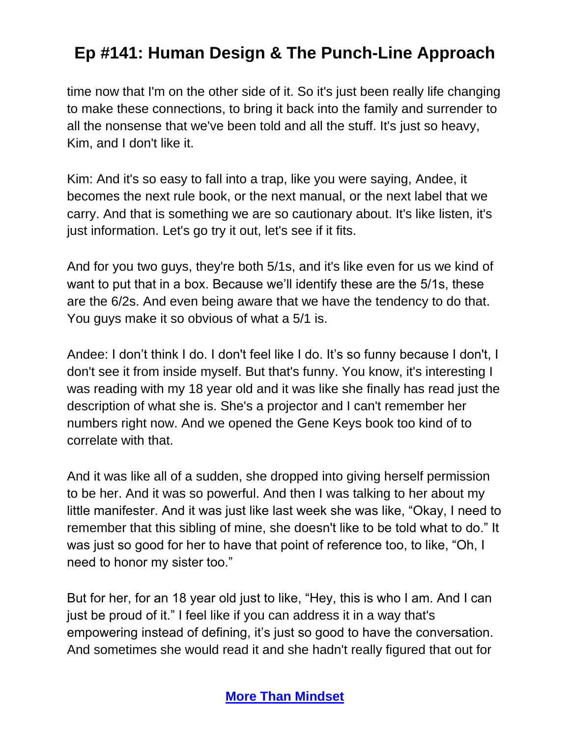time now that I'm on the other side of it. So it's just been really life changing to make these connections, to bring it back into the family and surrender to all the nonsense that we've been told and all the stuff. It's just so heavy, Kim, and I don't like it.

Kim: And it's so easy to fall into a trap, like you were saying, Andee, it becomes the next rule book, or the next manual, or the next label that we carry. And that is something we are so cautionary about. It's like listen, it's just information. Let's go try it out, let's see if it fits.

And for you two guys, they're both 5/1s, and it's like even for us we kind of want to put that in a box. Because we'll identify these are the 5/1s, these are the 6/2s. And even being aware that we have the tendency to do that. You guys make it so obvious of what a 5/1 is.

Andee: I don't think I do. I don't feel like I do. It's so funny because I don't, I don't see it from inside myself. But that's funny. You know, it's interesting I was reading with my 18 year old and it was like she finally has read just the description of what she is. She's a projector and I can't remember her numbers right now. And we opened the Gene Keys book too kind of to correlate with that.

And it was like all of a sudden, she dropped into giving herself permission to be her. And it was so powerful. And then I was talking to her about my little manifester. And it was just like last week she was like, "Okay, I need to remember that this sibling of mine, she doesn't like to be told what to do." It was just so good for her to have that point of reference too, to like, "Oh, I need to honor my sister too."

But for her, for an 18 year old just to like, "Hey, this is who I am. And I can just be proud of it." I feel like if you can address it in a way that's empowering instead of defining, it's just so good to have the conversation. And sometimes she would read it and she hadn't really figured that out for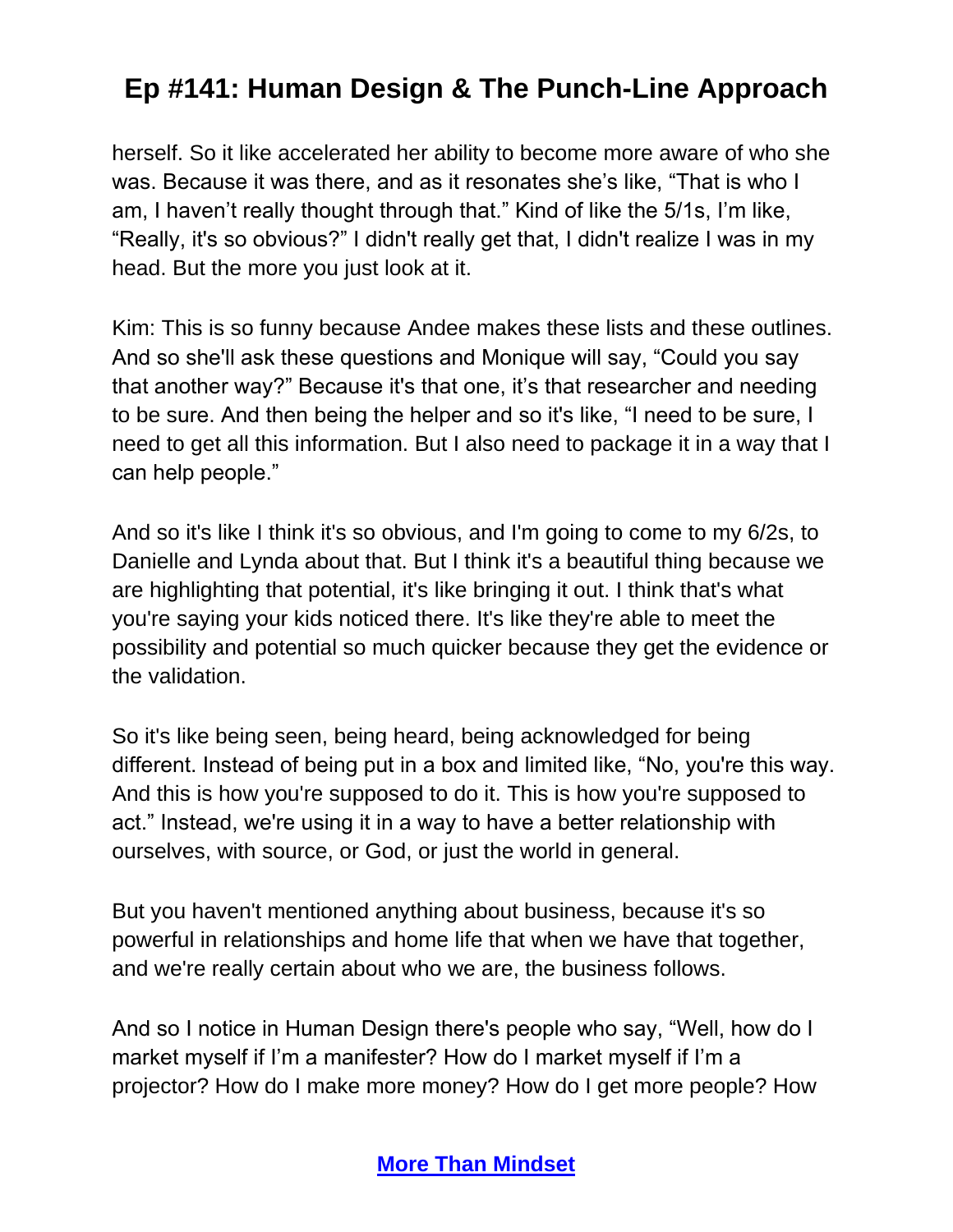herself. So it like accelerated her ability to become more aware of who she was. Because it was there, and as it resonates she's like, "That is who I am, I haven't really thought through that." Kind of like the 5/1s, I'm like, "Really, it's so obvious?" I didn't really get that, I didn't realize I was in my head. But the more you just look at it.

Kim: This is so funny because Andee makes these lists and these outlines. And so she'll ask these questions and Monique will say, "Could you say that another way?" Because it's that one, it's that researcher and needing to be sure. And then being the helper and so it's like, "I need to be sure, I need to get all this information. But I also need to package it in a way that I can help people."

And so it's like I think it's so obvious, and I'm going to come to my 6/2s, to Danielle and Lynda about that. But I think it's a beautiful thing because we are highlighting that potential, it's like bringing it out. I think that's what you're saying your kids noticed there. It's like they're able to meet the possibility and potential so much quicker because they get the evidence or the validation.

So it's like being seen, being heard, being acknowledged for being different. Instead of being put in a box and limited like, "No, you're this way. And this is how you're supposed to do it. This is how you're supposed to act." Instead, we're using it in a way to have a better relationship with ourselves, with source, or God, or just the world in general.

But you haven't mentioned anything about business, because it's so powerful in relationships and home life that when we have that together, and we're really certain about who we are, the business follows.

And so I notice in Human Design there's people who say, "Well, how do I market myself if I'm a manifester? How do I market myself if I'm a projector? How do I make more money? How do I get more people? How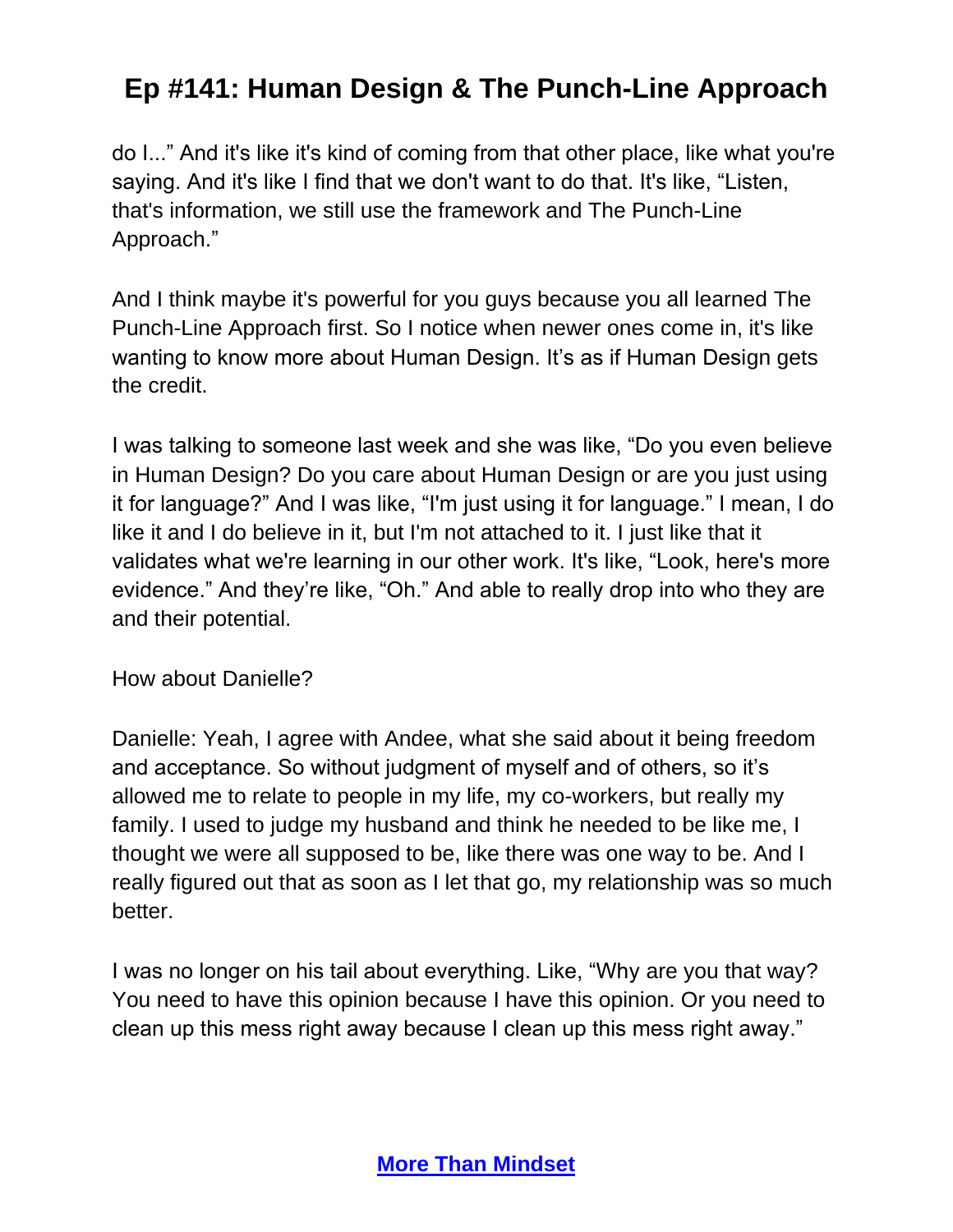do I..." And it's like it's kind of coming from that other place, like what you're saying. And it's like I find that we don't want to do that. It's like, "Listen, that's information, we still use the framework and The Punch-Line Approach."

And I think maybe it's powerful for you guys because you all learned The Punch-Line Approach first. So I notice when newer ones come in, it's like wanting to know more about Human Design. It's as if Human Design gets the credit.

I was talking to someone last week and she was like, "Do you even believe in Human Design? Do you care about Human Design or are you just using it for language?" And I was like, "I'm just using it for language." I mean, I do like it and I do believe in it, but I'm not attached to it. I just like that it validates what we're learning in our other work. It's like, "Look, here's more evidence." And they're like, "Oh." And able to really drop into who they are and their potential.

How about Danielle?

Danielle: Yeah, I agree with Andee, what she said about it being freedom and acceptance. So without judgment of myself and of others, so it's allowed me to relate to people in my life, my co-workers, but really my family. I used to judge my husband and think he needed to be like me, I thought we were all supposed to be, like there was one way to be. And I really figured out that as soon as I let that go, my relationship was so much better.

I was no longer on his tail about everything. Like, "Why are you that way? You need to have this opinion because I have this opinion. Or you need to clean up this mess right away because I clean up this mess right away."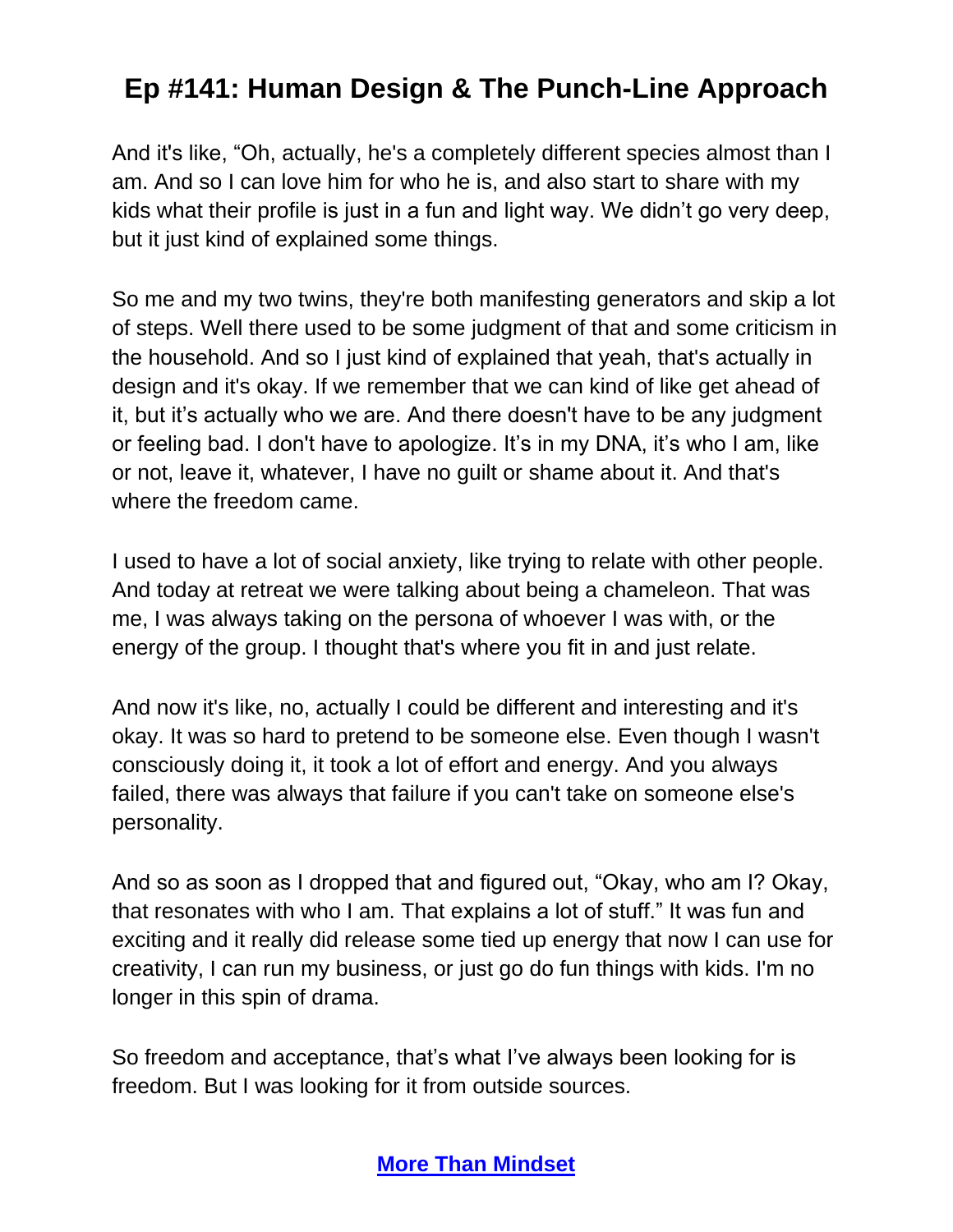And it's like, "Oh, actually, he's a completely different species almost than I am. And so I can love him for who he is, and also start to share with my kids what their profile is just in a fun and light way. We didn't go very deep, but it just kind of explained some things.

So me and my two twins, they're both manifesting generators and skip a lot of steps. Well there used to be some judgment of that and some criticism in the household. And so I just kind of explained that yeah, that's actually in design and it's okay. If we remember that we can kind of like get ahead of it, but it's actually who we are. And there doesn't have to be any judgment or feeling bad. I don't have to apologize. It's in my DNA, it's who I am, like or not, leave it, whatever, I have no guilt or shame about it. And that's where the freedom came.

I used to have a lot of social anxiety, like trying to relate with other people. And today at retreat we were talking about being a chameleon. That was me, I was always taking on the persona of whoever I was with, or the energy of the group. I thought that's where you fit in and just relate.

And now it's like, no, actually I could be different and interesting and it's okay. It was so hard to pretend to be someone else. Even though I wasn't consciously doing it, it took a lot of effort and energy. And you always failed, there was always that failure if you can't take on someone else's personality.

And so as soon as I dropped that and figured out, "Okay, who am I? Okay, that resonates with who I am. That explains a lot of stuff." It was fun and exciting and it really did release some tied up energy that now I can use for creativity, I can run my business, or just go do fun things with kids. I'm no longer in this spin of drama.

So freedom and acceptance, that's what I've always been looking for is freedom. But I was looking for it from outside sources.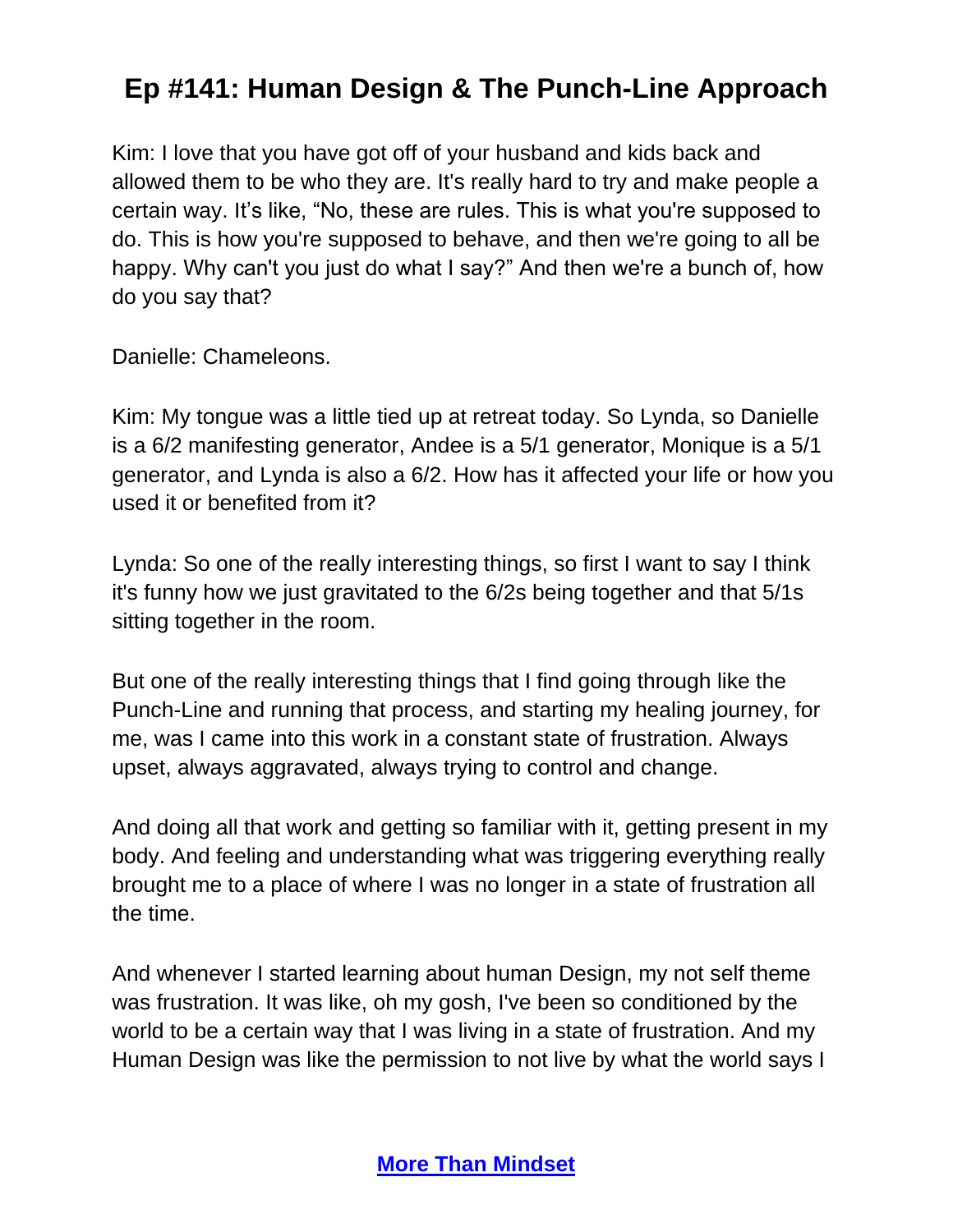Kim: I love that you have got off of your husband and kids back and allowed them to be who they are. It's really hard to try and make people a certain way. It's like, "No, these are rules. This is what you're supposed to do. This is how you're supposed to behave, and then we're going to all be happy. Why can't you just do what I say?" And then we're a bunch of, how do you say that?

Danielle: Chameleons.

Kim: My tongue was a little tied up at retreat today. So Lynda, so Danielle is a 6/2 manifesting generator, Andee is a 5/1 generator, Monique is a 5/1 generator, and Lynda is also a 6/2. How has it affected your life or how you used it or benefited from it?

Lynda: So one of the really interesting things, so first I want to say I think it's funny how we just gravitated to the 6/2s being together and that 5/1s sitting together in the room.

But one of the really interesting things that I find going through like the Punch-Line and running that process, and starting my healing journey, for me, was I came into this work in a constant state of frustration. Always upset, always aggravated, always trying to control and change.

And doing all that work and getting so familiar with it, getting present in my body. And feeling and understanding what was triggering everything really brought me to a place of where I was no longer in a state of frustration all the time.

And whenever I started learning about human Design, my not self theme was frustration. It was like, oh my gosh, I've been so conditioned by the world to be a certain way that I was living in a state of frustration. And my Human Design was like the permission to not live by what the world says I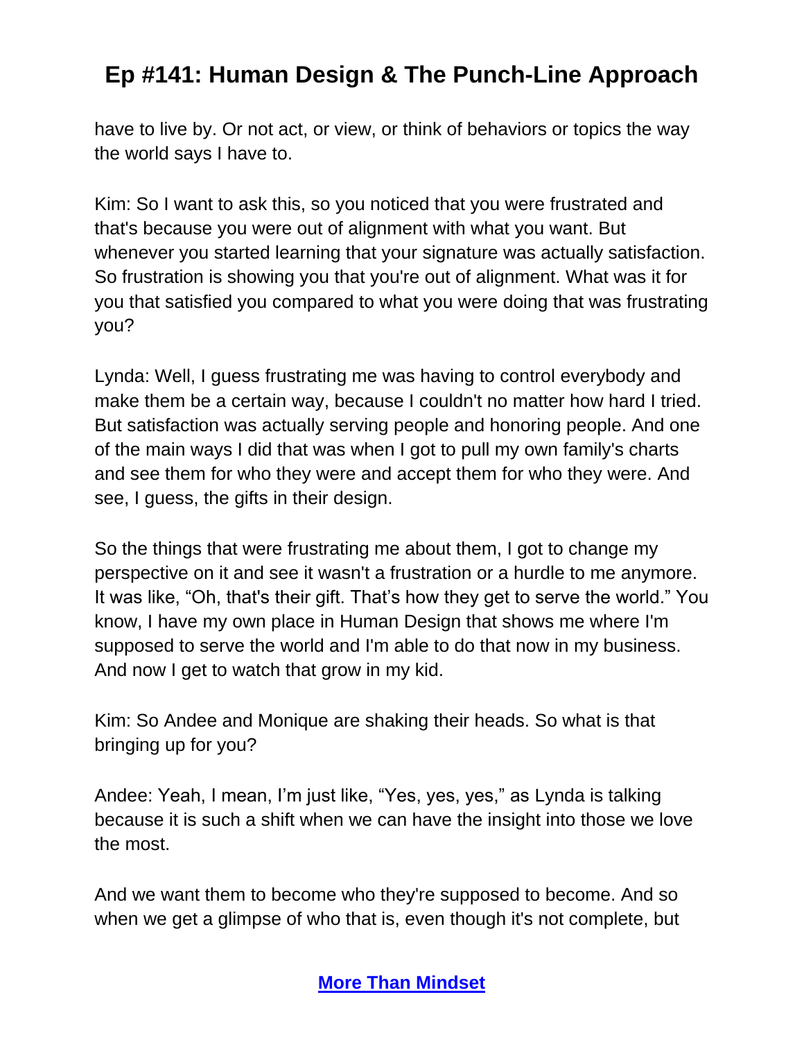have to live by. Or not act, or view, or think of behaviors or topics the way the world says I have to.

Kim: So I want to ask this, so you noticed that you were frustrated and that's because you were out of alignment with what you want. But whenever you started learning that your signature was actually satisfaction. So frustration is showing you that you're out of alignment. What was it for you that satisfied you compared to what you were doing that was frustrating you?

Lynda: Well, I guess frustrating me was having to control everybody and make them be a certain way, because I couldn't no matter how hard I tried. But satisfaction was actually serving people and honoring people. And one of the main ways I did that was when I got to pull my own family's charts and see them for who they were and accept them for who they were. And see, I guess, the gifts in their design.

So the things that were frustrating me about them, I got to change my perspective on it and see it wasn't a frustration or a hurdle to me anymore. It was like, "Oh, that's their gift. That's how they get to serve the world." You know, I have my own place in Human Design that shows me where I'm supposed to serve the world and I'm able to do that now in my business. And now I get to watch that grow in my kid.

Kim: So Andee and Monique are shaking their heads. So what is that bringing up for you?

Andee: Yeah, I mean, I'm just like, "Yes, yes, yes," as Lynda is talking because it is such a shift when we can have the insight into those we love the most.

And we want them to become who they're supposed to become. And so when we get a glimpse of who that is, even though it's not complete, but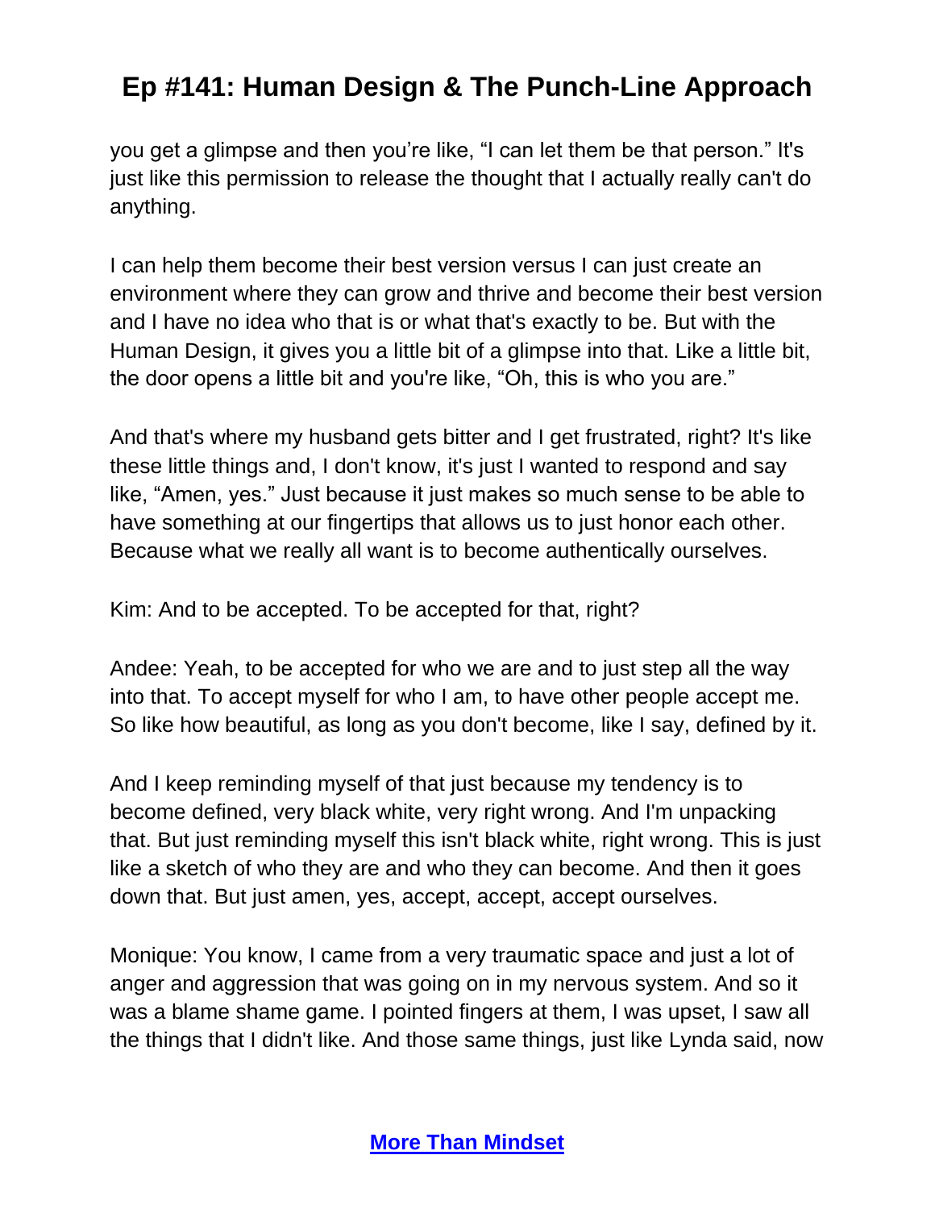you get a glimpse and then you're like, "I can let them be that person." It's just like this permission to release the thought that I actually really can't do anything.

I can help them become their best version versus I can just create an environment where they can grow and thrive and become their best version and I have no idea who that is or what that's exactly to be. But with the Human Design, it gives you a little bit of a glimpse into that. Like a little bit, the door opens a little bit and you're like, "Oh, this is who you are."

And that's where my husband gets bitter and I get frustrated, right? It's like these little things and, I don't know, it's just I wanted to respond and say like, "Amen, yes." Just because it just makes so much sense to be able to have something at our fingertips that allows us to just honor each other. Because what we really all want is to become authentically ourselves.

Kim: And to be accepted. To be accepted for that, right?

Andee: Yeah, to be accepted for who we are and to just step all the way into that. To accept myself for who I am, to have other people accept me. So like how beautiful, as long as you don't become, like I say, defined by it.

And I keep reminding myself of that just because my tendency is to become defined, very black white, very right wrong. And I'm unpacking that. But just reminding myself this isn't black white, right wrong. This is just like a sketch of who they are and who they can become. And then it goes down that. But just amen, yes, accept, accept, accept ourselves.

Monique: You know, I came from a very traumatic space and just a lot of anger and aggression that was going on in my nervous system. And so it was a blame shame game. I pointed fingers at them, I was upset, I saw all the things that I didn't like. And those same things, just like Lynda said, now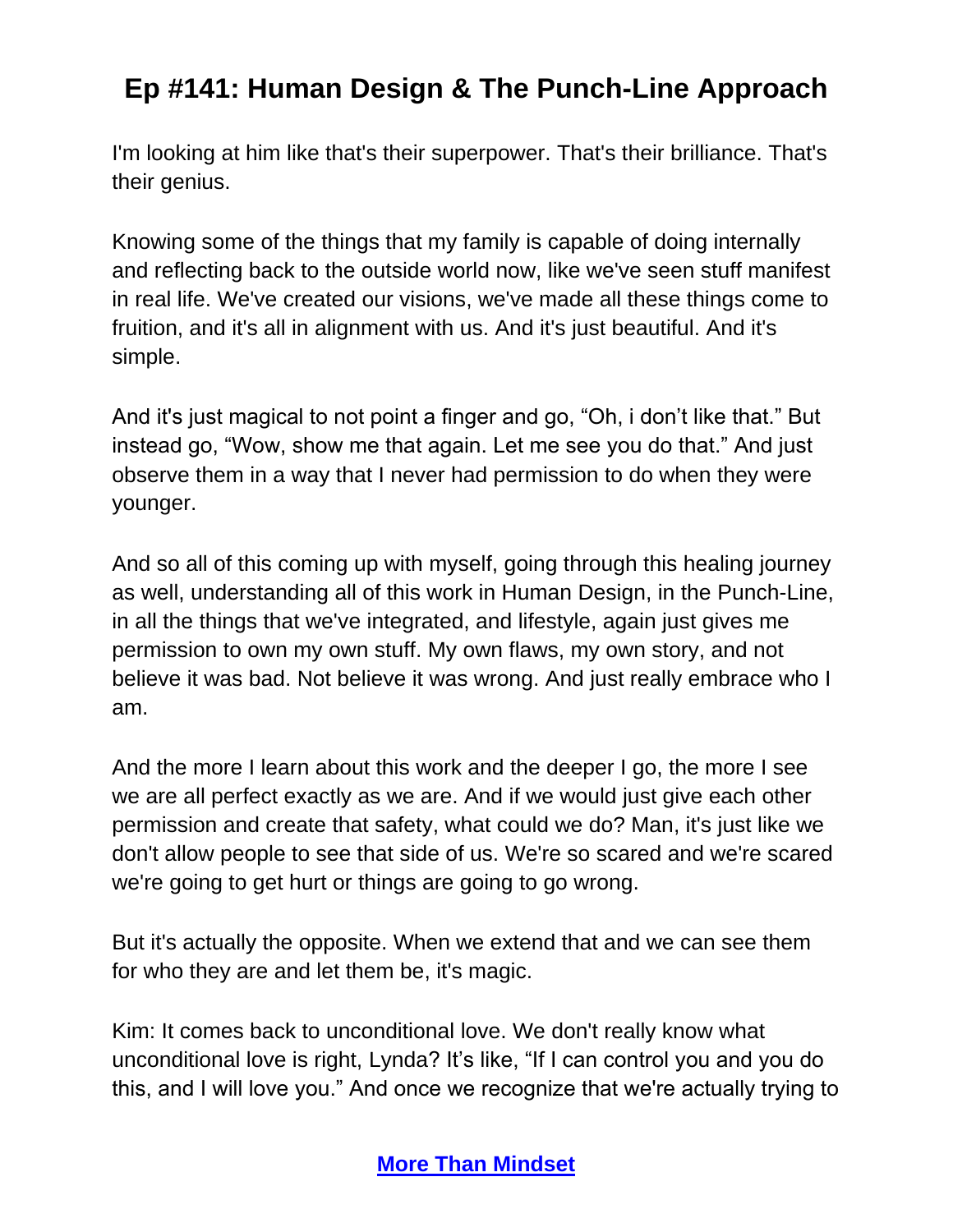I'm looking at him like that's their superpower. That's their brilliance. That's their genius.

Knowing some of the things that my family is capable of doing internally and reflecting back to the outside world now, like we've seen stuff manifest in real life. We've created our visions, we've made all these things come to fruition, and it's all in alignment with us. And it's just beautiful. And it's simple.

And it's just magical to not point a finger and go, "Oh, i don't like that." But instead go, "Wow, show me that again. Let me see you do that." And just observe them in a way that I never had permission to do when they were younger.

And so all of this coming up with myself, going through this healing journey as well, understanding all of this work in Human Design, in the Punch-Line, in all the things that we've integrated, and lifestyle, again just gives me permission to own my own stuff. My own flaws, my own story, and not believe it was bad. Not believe it was wrong. And just really embrace who I am.

And the more I learn about this work and the deeper I go, the more I see we are all perfect exactly as we are. And if we would just give each other permission and create that safety, what could we do? Man, it's just like we don't allow people to see that side of us. We're so scared and we're scared we're going to get hurt or things are going to go wrong.

But it's actually the opposite. When we extend that and we can see them for who they are and let them be, it's magic.

Kim: It comes back to unconditional love. We don't really know what unconditional love is right, Lynda? It's like, "If I can control you and you do this, and I will love you." And once we recognize that we're actually trying to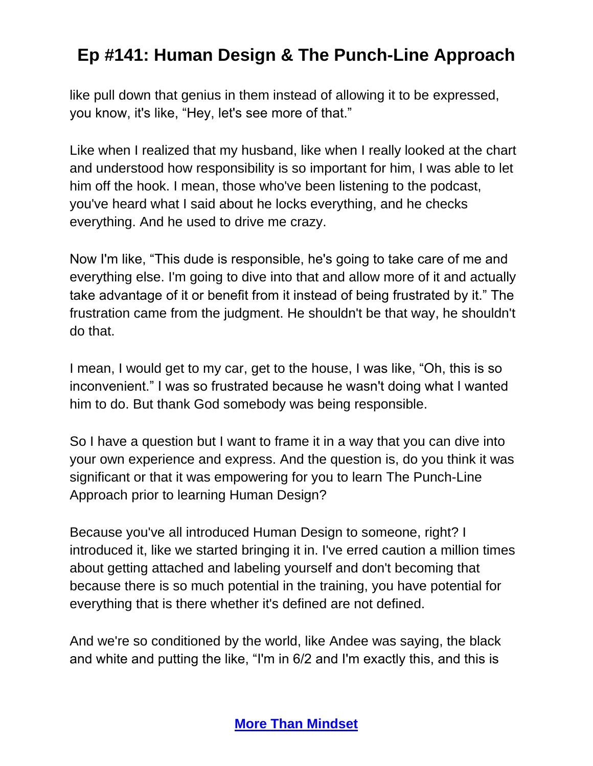like pull down that genius in them instead of allowing it to be expressed, you know, it's like, "Hey, let's see more of that."

Like when I realized that my husband, like when I really looked at the chart and understood how responsibility is so important for him, I was able to let him off the hook. I mean, those who've been listening to the podcast, you've heard what I said about he locks everything, and he checks everything. And he used to drive me crazy.

Now I'm like, "This dude is responsible, he's going to take care of me and everything else. I'm going to dive into that and allow more of it and actually take advantage of it or benefit from it instead of being frustrated by it." The frustration came from the judgment. He shouldn't be that way, he shouldn't do that.

I mean, I would get to my car, get to the house, I was like, "Oh, this is so inconvenient." I was so frustrated because he wasn't doing what I wanted him to do. But thank God somebody was being responsible.

So I have a question but I want to frame it in a way that you can dive into your own experience and express. And the question is, do you think it was significant or that it was empowering for you to learn The Punch-Line Approach prior to learning Human Design?

Because you've all introduced Human Design to someone, right? I introduced it, like we started bringing it in. I've erred caution a million times about getting attached and labeling yourself and don't becoming that because there is so much potential in the training, you have potential for everything that is there whether it's defined are not defined.

And we're so conditioned by the world, like Andee was saying, the black and white and putting the like, "I'm in 6/2 and I'm exactly this, and this is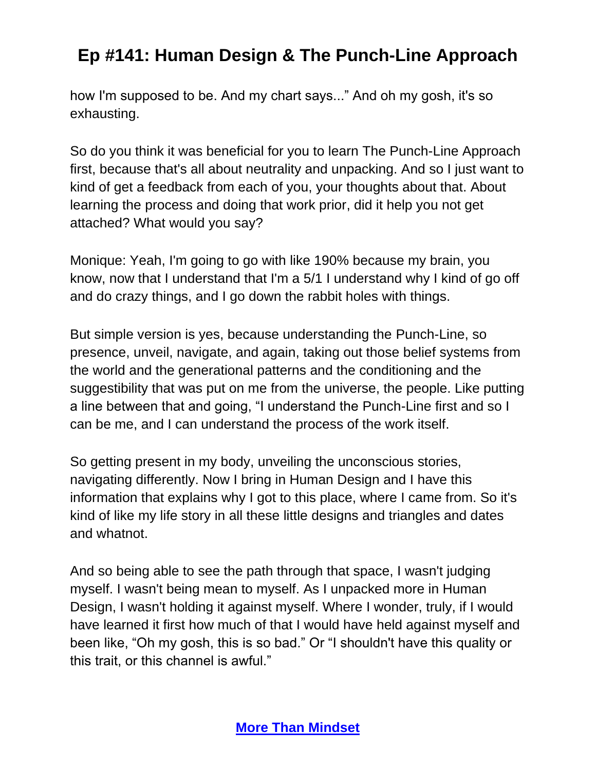how I'm supposed to be. And my chart says..." And oh my gosh, it's so exhausting.

So do you think it was beneficial for you to learn The Punch-Line Approach first, because that's all about neutrality and unpacking. And so I just want to kind of get a feedback from each of you, your thoughts about that. About learning the process and doing that work prior, did it help you not get attached? What would you say?

Monique: Yeah, I'm going to go with like 190% because my brain, you know, now that I understand that I'm a 5/1 I understand why I kind of go off and do crazy things, and I go down the rabbit holes with things.

But simple version is yes, because understanding the Punch-Line, so presence, unveil, navigate, and again, taking out those belief systems from the world and the generational patterns and the conditioning and the suggestibility that was put on me from the universe, the people. Like putting a line between that and going, "I understand the Punch-Line first and so I can be me, and I can understand the process of the work itself.

So getting present in my body, unveiling the unconscious stories, navigating differently. Now I bring in Human Design and I have this information that explains why I got to this place, where I came from. So it's kind of like my life story in all these little designs and triangles and dates and whatnot.

And so being able to see the path through that space, I wasn't judging myself. I wasn't being mean to myself. As I unpacked more in Human Design, I wasn't holding it against myself. Where I wonder, truly, if I would have learned it first how much of that I would have held against myself and been like, "Oh my gosh, this is so bad." Or "I shouldn't have this quality or this trait, or this channel is awful."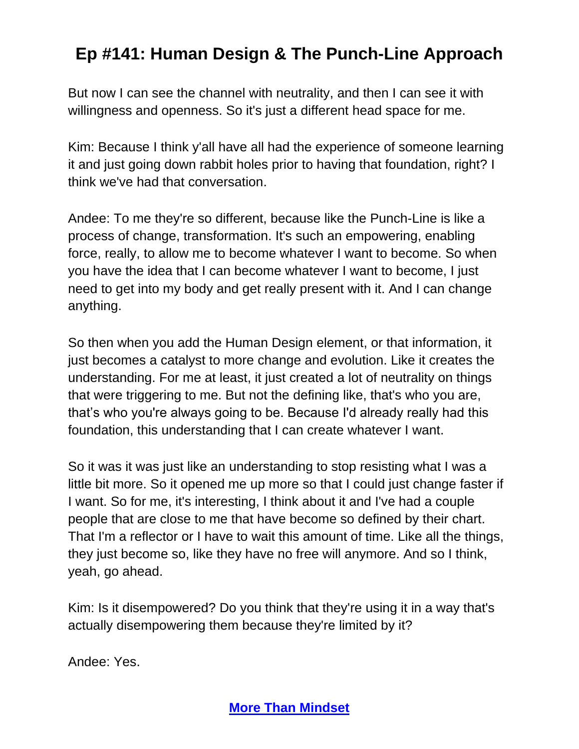But now I can see the channel with neutrality, and then I can see it with willingness and openness. So it's just a different head space for me.

Kim: Because I think y'all have all had the experience of someone learning it and just going down rabbit holes prior to having that foundation, right? I think we've had that conversation.

Andee: To me they're so different, because like the Punch-Line is like a process of change, transformation. It's such an empowering, enabling force, really, to allow me to become whatever I want to become. So when you have the idea that I can become whatever I want to become, I just need to get into my body and get really present with it. And I can change anything.

So then when you add the Human Design element, or that information, it just becomes a catalyst to more change and evolution. Like it creates the understanding. For me at least, it just created a lot of neutrality on things that were triggering to me. But not the defining like, that's who you are, that's who you're always going to be. Because I'd already really had this foundation, this understanding that I can create whatever I want.

So it was it was just like an understanding to stop resisting what I was a little bit more. So it opened me up more so that I could just change faster if I want. So for me, it's interesting, I think about it and I've had a couple people that are close to me that have become so defined by their chart. That I'm a reflector or I have to wait this amount of time. Like all the things, they just become so, like they have no free will anymore. And so I think, yeah, go ahead.

Kim: Is it disempowered? Do you think that they're using it in a way that's actually disempowering them because they're limited by it?

Andee: Yes.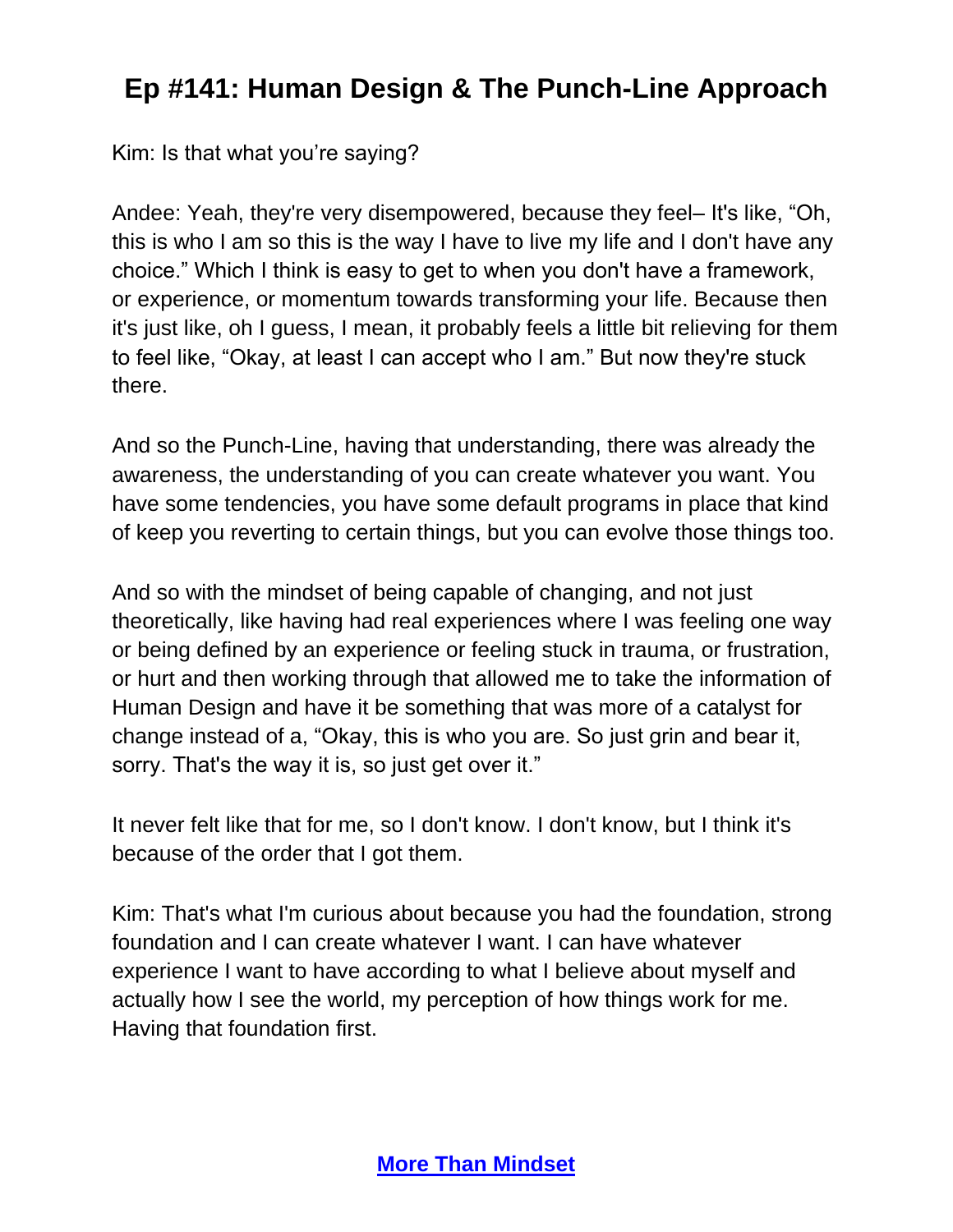Kim: Is that what you're saying?

Andee: Yeah, they're very disempowered, because they feel– It's like, "Oh, this is who I am so this is the way I have to live my life and I don't have any choice." Which I think is easy to get to when you don't have a framework, or experience, or momentum towards transforming your life. Because then it's just like, oh I guess, I mean, it probably feels a little bit relieving for them to feel like, "Okay, at least I can accept who I am." But now they're stuck there.

And so the Punch-Line, having that understanding, there was already the awareness, the understanding of you can create whatever you want. You have some tendencies, you have some default programs in place that kind of keep you reverting to certain things, but you can evolve those things too.

And so with the mindset of being capable of changing, and not just theoretically, like having had real experiences where I was feeling one way or being defined by an experience or feeling stuck in trauma, or frustration, or hurt and then working through that allowed me to take the information of Human Design and have it be something that was more of a catalyst for change instead of a, "Okay, this is who you are. So just grin and bear it, sorry. That's the way it is, so just get over it."

It never felt like that for me, so I don't know. I don't know, but I think it's because of the order that I got them.

Kim: That's what I'm curious about because you had the foundation, strong foundation and I can create whatever I want. I can have whatever experience I want to have according to what I believe about myself and actually how I see the world, my perception of how things work for me. Having that foundation first.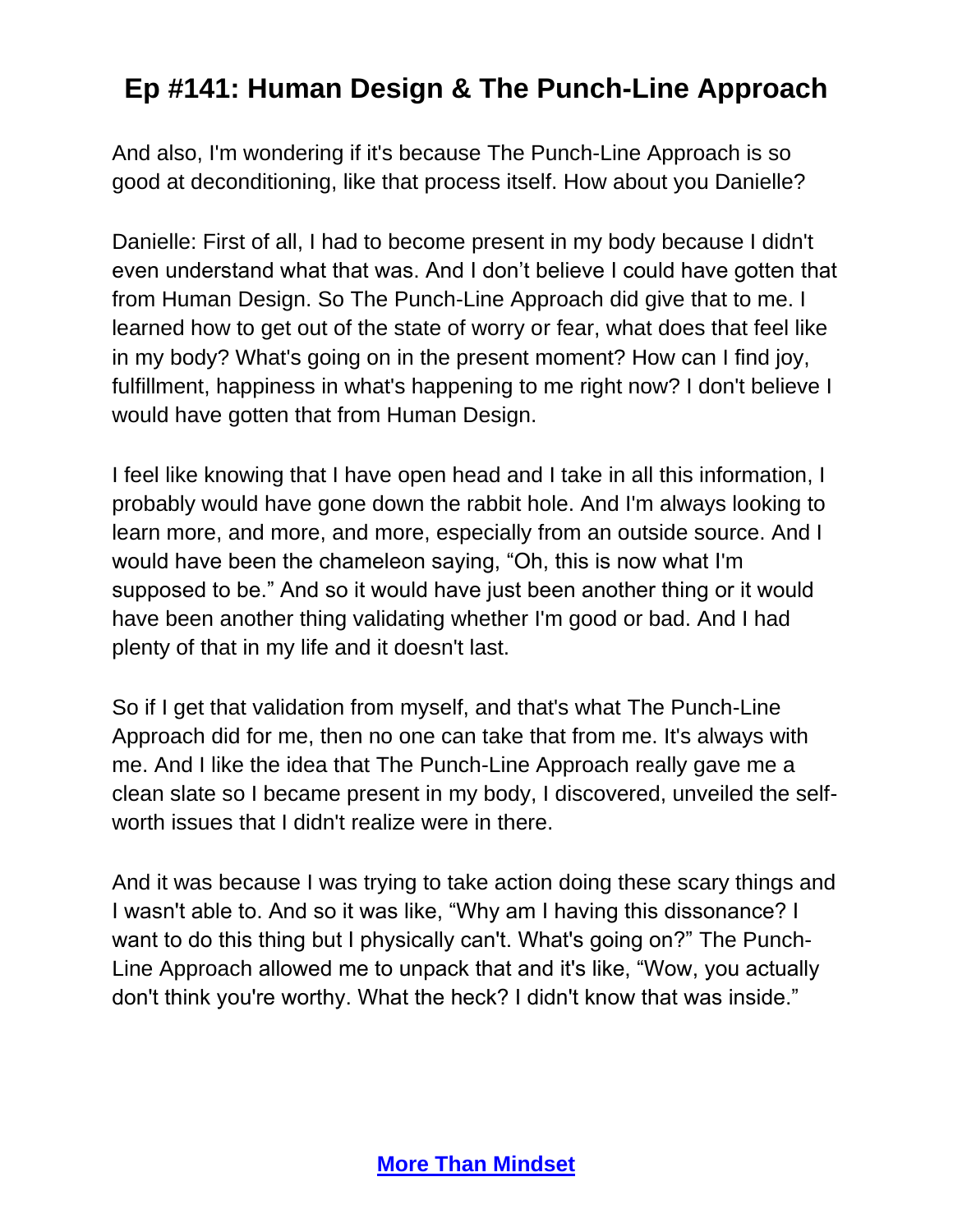And also, I'm wondering if it's because The Punch-Line Approach is so good at deconditioning, like that process itself. How about you Danielle?

Danielle: First of all, I had to become present in my body because I didn't even understand what that was. And I don't believe I could have gotten that from Human Design. So The Punch-Line Approach did give that to me. I learned how to get out of the state of worry or fear, what does that feel like in my body? What's going on in the present moment? How can I find joy, fulfillment, happiness in what's happening to me right now? I don't believe I would have gotten that from Human Design.

I feel like knowing that I have open head and I take in all this information, I probably would have gone down the rabbit hole. And I'm always looking to learn more, and more, and more, especially from an outside source. And I would have been the chameleon saying, "Oh, this is now what I'm supposed to be." And so it would have just been another thing or it would have been another thing validating whether I'm good or bad. And I had plenty of that in my life and it doesn't last.

So if I get that validation from myself, and that's what The Punch-Line Approach did for me, then no one can take that from me. It's always with me. And I like the idea that The Punch-Line Approach really gave me a clean slate so I became present in my body, I discovered, unveiled the self-worth issues that I didn't realize were in there.

And it was because I was trying to take action doing these scary things and I wasn't able to. And so it was like, "Why am I having this dissonance? I want to do this thing but I physically can't. What's going on?" The Punch-Line Approach allowed me to unpack that and it's like, "Wow, you actually don't think you're worthy. What the heck? I didn't know that was inside."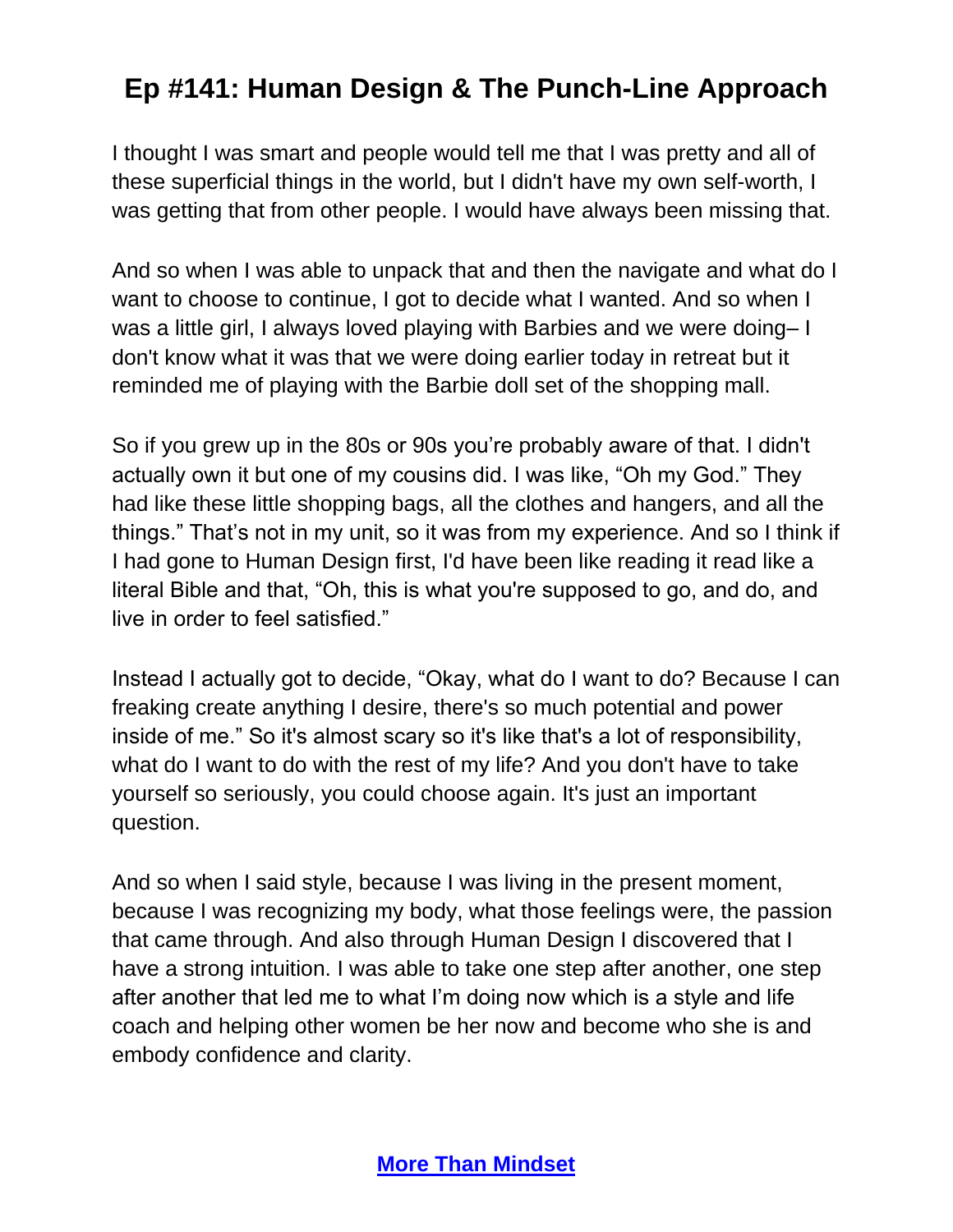I thought I was smart and people would tell me that I was pretty and all of these superficial things in the world, but I didn't have my own self-worth, I was getting that from other people. I would have always been missing that.

And so when I was able to unpack that and then the navigate and what do I want to choose to continue, I got to decide what I wanted. And so when I was a little girl, I always loved playing with Barbies and we were doing– I don't know what it was that we were doing earlier today in retreat but it reminded me of playing with the Barbie doll set of the shopping mall.

So if you grew up in the 80s or 90s you're probably aware of that. I didn't actually own it but one of my cousins did. I was like, "Oh my God." They had like these little shopping bags, all the clothes and hangers, and all the things." That's not in my unit, so it was from my experience. And so I think if I had gone to Human Design first, I'd have been like reading it read like a literal Bible and that, "Oh, this is what you're supposed to go, and do, and live in order to feel satisfied."

Instead I actually got to decide, "Okay, what do I want to do? Because I can freaking create anything I desire, there's so much potential and power inside of me." So it's almost scary so it's like that's a lot of responsibility, what do I want to do with the rest of my life? And you don't have to take yourself so seriously, you could choose again. It's just an important question.

And so when I said style, because I was living in the present moment, because I was recognizing my body, what those feelings were, the passion that came through. And also through Human Design I discovered that I have a strong intuition. I was able to take one step after another, one step after another that led me to what I'm doing now which is a style and life coach and helping other women be her now and become who she is and embody confidence and clarity.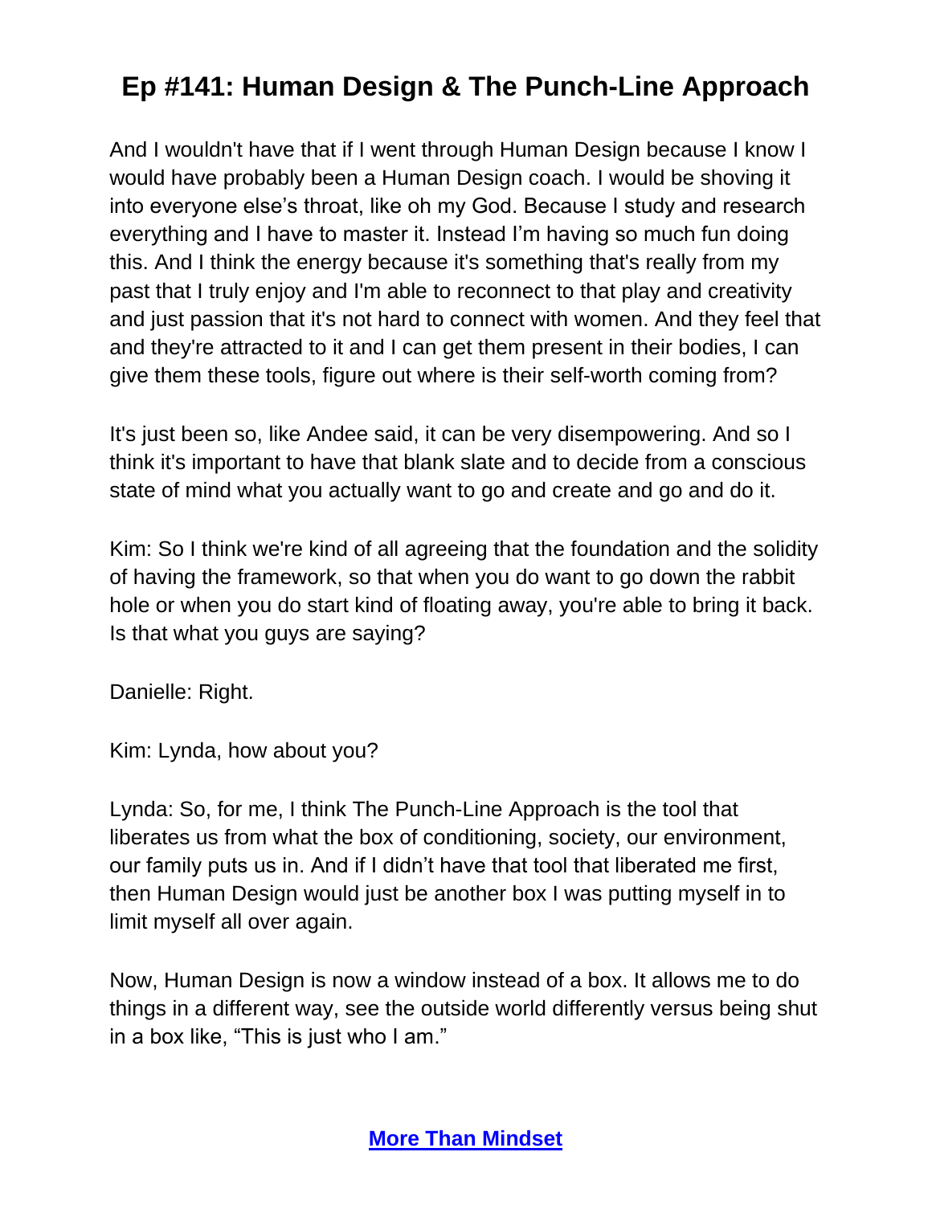And I wouldn't have that if I went through Human Design because I know I would have probably been a Human Design coach. I would be shoving it into everyone else's throat, like oh my God. Because I study and research everything and I have to master it. Instead I'm having so much fun doing this. And I think the energy because it's something that's really from my past that I truly enjoy and I'm able to reconnect to that play and creativity and just passion that it's not hard to connect with women. And they feel that and they're attracted to it and I can get them present in their bodies, I can give them these tools, figure out where is their self-worth coming from?

It's just been so, like Andee said, it can be very disempowering. And so I think it's important to have that blank slate and to decide from a conscious state of mind what you actually want to go and create and go and do it.

Kim: So I think we're kind of all agreeing that the foundation and the solidity of having the framework, so that when you do want to go down the rabbit hole or when you do start kind of floating away, you're able to bring it back. Is that what you guys are saying?

Danielle: Right.

Kim: Lynda, how about you?

Lynda: So, for me, I think The Punch-Line Approach is the tool that liberates us from what the box of conditioning, society, our environment, our family puts us in. And if I didn't have that tool that liberated me first, then Human Design would just be another box I was putting myself in to limit myself all over again.

Now, Human Design is now a window instead of a box. It allows me to do things in a different way, see the outside world differently versus being shut in a box like, "This is just who I am."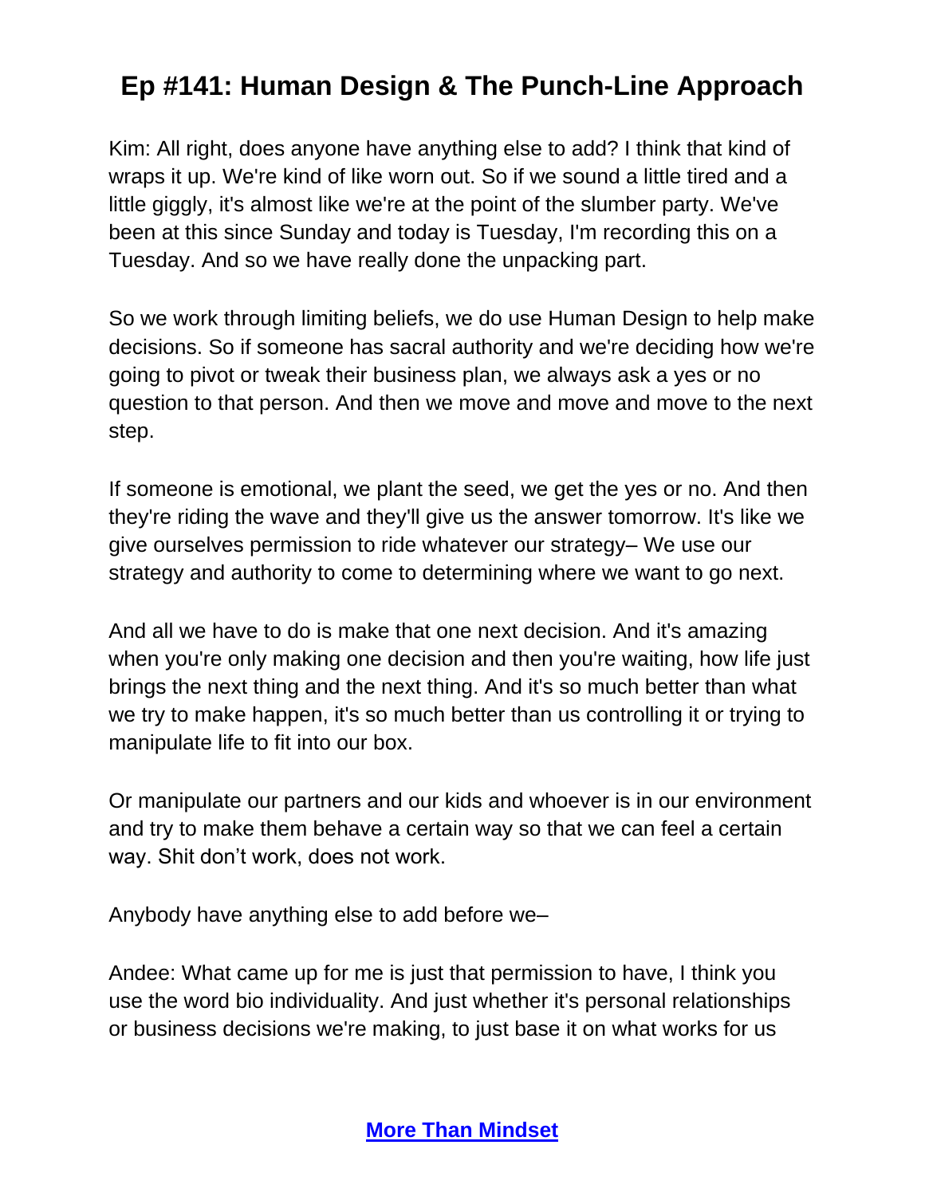Kim: All right, does anyone have anything else to add? I think that kind of wraps it up. We're kind of like worn out. So if we sound a little tired and a little giggly, it's almost like we're at the point of the slumber party. We've been at this since Sunday and today is Tuesday, I'm recording this on a Tuesday. And so we have really done the unpacking part.

So we work through limiting beliefs, we do use Human Design to help make decisions. So if someone has sacral authority and we're deciding how we're going to pivot or tweak their business plan, we always ask a yes or no question to that person. And then we move and move and move to the next step.

If someone is emotional, we plant the seed, we get the yes or no. And then they're riding the wave and they'll give us the answer tomorrow. It's like we give ourselves permission to ride whatever our strategy– We use our strategy and authority to come to determining where we want to go next.

And all we have to do is make that one next decision. And it's amazing when you're only making one decision and then you're waiting, how life just brings the next thing and the next thing. And it's so much better than what we try to make happen, it's so much better than us controlling it or trying to manipulate life to fit into our box.

Or manipulate our partners and our kids and whoever is in our environment and try to make them behave a certain way so that we can feel a certain way. Shit don't work, does not work.

Anybody have anything else to add before we–

Andee: What came up for me is just that permission to have, I think you use the word bio individuality. And just whether it's personal relationships or business decisions we're making, to just base it on what works for us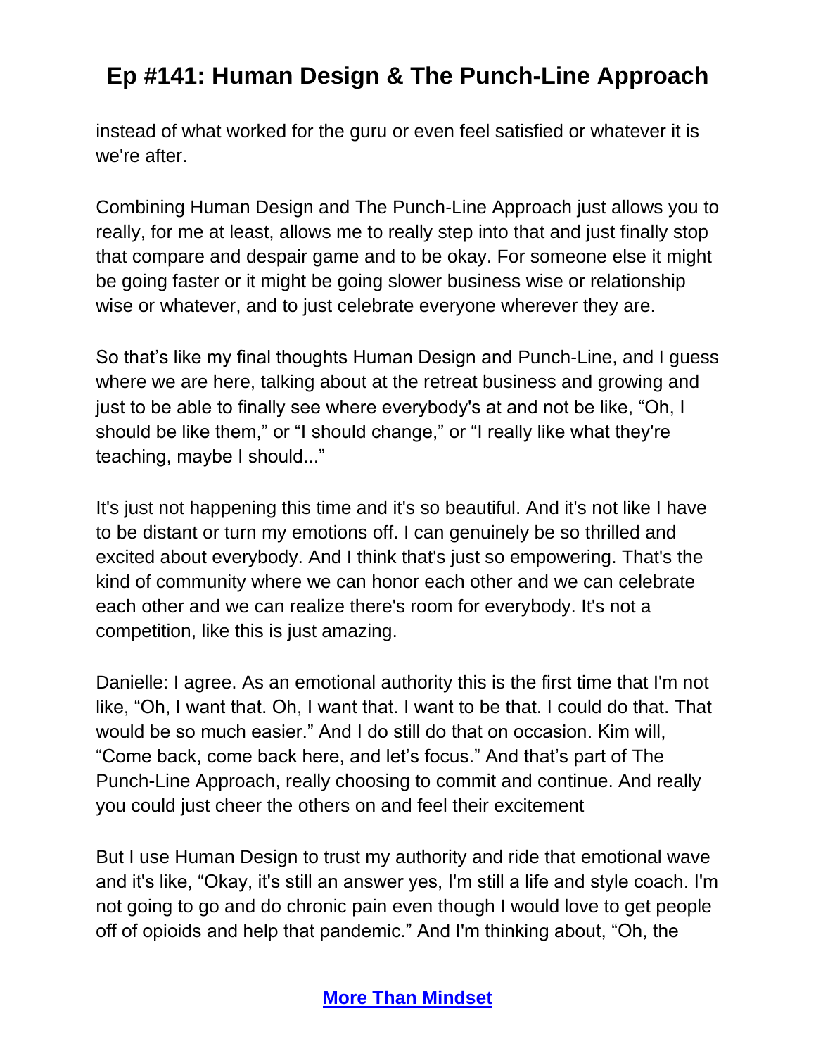instead of what worked for the guru or even feel satisfied or whatever it is we're after.

Combining Human Design and The Punch-Line Approach just allows you to really, for me at least, allows me to really step into that and just finally stop that compare and despair game and to be okay. For someone else it might be going faster or it might be going slower business wise or relationship wise or whatever, and to just celebrate everyone wherever they are.

So that's like my final thoughts Human Design and Punch-Line, and I guess where we are here, talking about at the retreat business and growing and just to be able to finally see where everybody's at and not be like, "Oh, I should be like them," or "I should change," or "I really like what they're teaching, maybe I should..."

It's just not happening this time and it's so beautiful. And it's not like I have to be distant or turn my emotions off. I can genuinely be so thrilled and excited about everybody. And I think that's just so empowering. That's the kind of community where we can honor each other and we can celebrate each other and we can realize there's room for everybody. It's not a competition, like this is just amazing.

Danielle: I agree. As an emotional authority this is the first time that I'm not like, "Oh, I want that. Oh, I want that. I want to be that. I could do that. That would be so much easier." And I do still do that on occasion. Kim will, "Come back, come back here, and let's focus." And that's part of The Punch-Line Approach, really choosing to commit and continue. And really you could just cheer the others on and feel their excitement

But I use Human Design to trust my authority and ride that emotional wave and it's like, "Okay, it's still an answer yes, I'm still a life and style coach. I'm not going to go and do chronic pain even though I would love to get people off of opioids and help that pandemic." And I'm thinking about, "Oh, the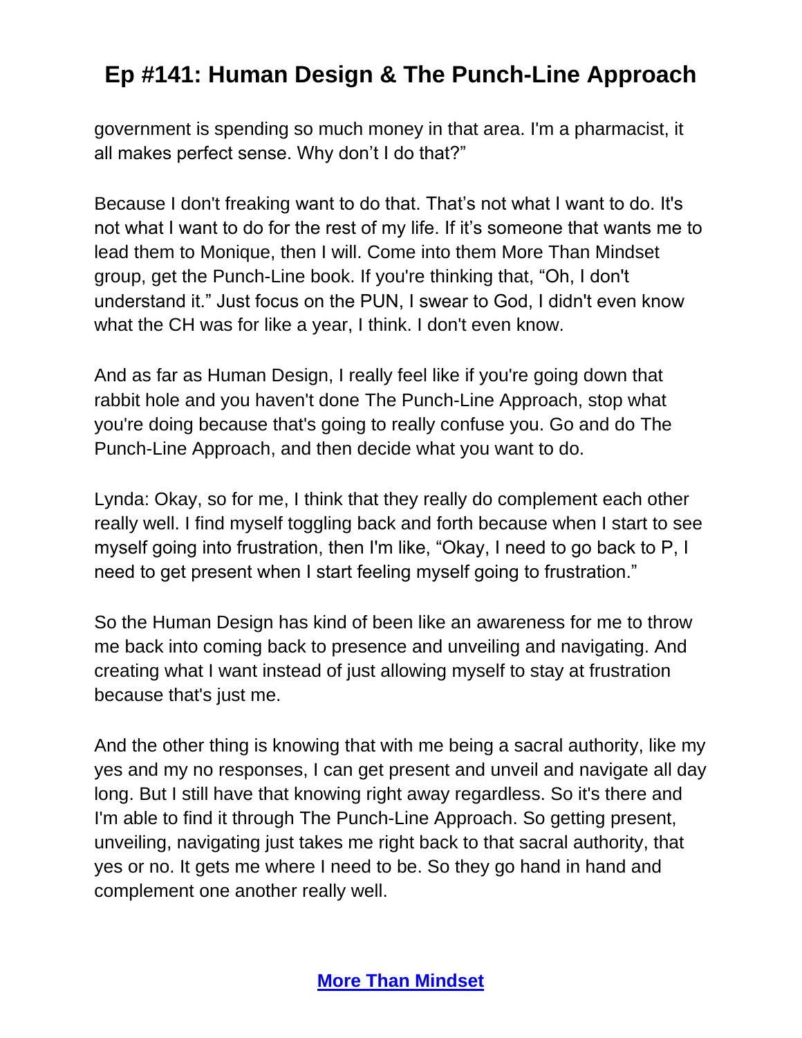government is spending so much money in that area. I'm a pharmacist, it all makes perfect sense. Why don't I do that?"

Because I don't freaking want to do that. That's not what I want to do. It's not what I want to do for the rest of my life. If it's someone that wants me to lead them to Monique, then I will. Come into them More Than Mindset group, get the Punch-Line book. If you're thinking that, "Oh, I don't understand it." Just focus on the PUN, I swear to God, I didn't even know what the CH was for like a year, I think. I don't even know.

And as far as Human Design, I really feel like if you're going down that rabbit hole and you haven't done The Punch-Line Approach, stop what you're doing because that's going to really confuse you. Go and do The Punch-Line Approach, and then decide what you want to do.

Lynda: Okay, so for me, I think that they really do complement each other really well. I find myself toggling back and forth because when I start to see myself going into frustration, then I'm like, "Okay, I need to go back to P, I need to get present when I start feeling myself going to frustration."

So the Human Design has kind of been like an awareness for me to throw me back into coming back to presence and unveiling and navigating. And creating what I want instead of just allowing myself to stay at frustration because that's just me.

And the other thing is knowing that with me being a sacral authority, like my yes and my no responses, I can get present and unveil and navigate all day long. But I still have that knowing right away regardless. So it's there and I'm able to find it through The Punch-Line Approach. So getting present, unveiling, navigating just takes me right back to that sacral authority, that yes or no. It gets me where I need to be. So they go hand in hand and complement one another really well.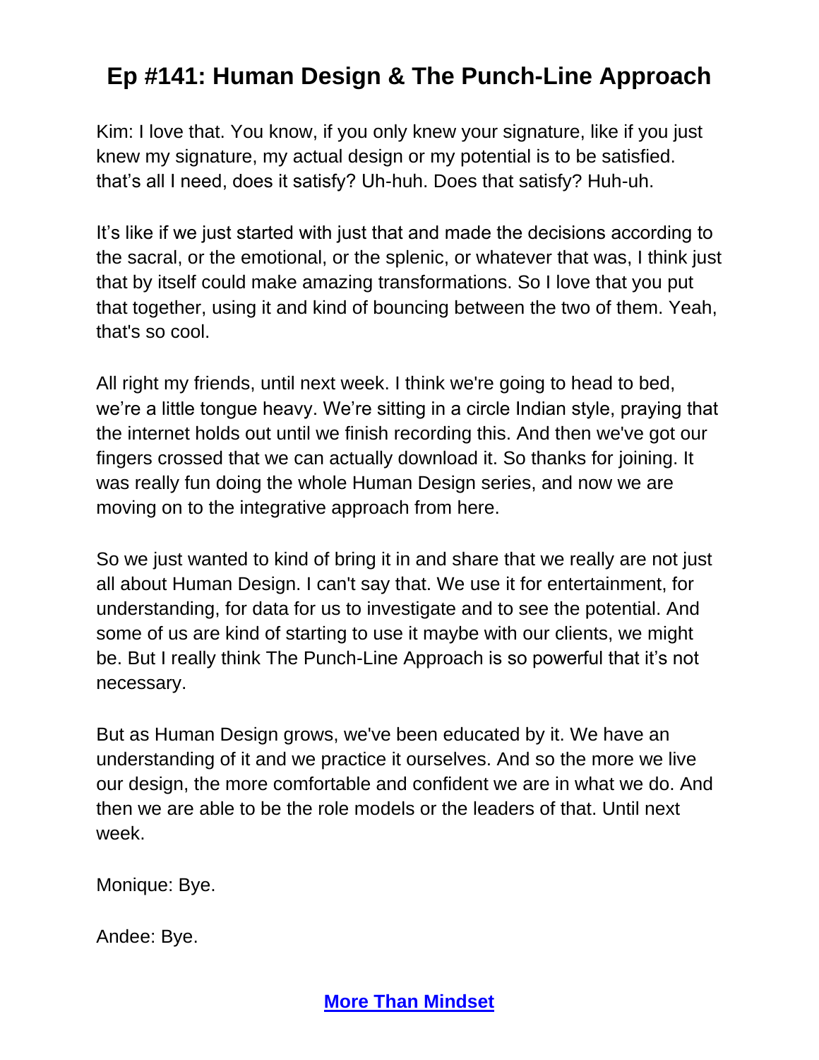Kim: I love that. You know, if you only knew your signature, like if you just knew my signature, my actual design or my potential is to be satisfied. that's all I need, does it satisfy? Uh-huh. Does that satisfy? Huh-uh.

It's like if we just started with just that and made the decisions according to the sacral, or the emotional, or the splenic, or whatever that was, I think just that by itself could make amazing transformations. So I love that you put that together, using it and kind of bouncing between the two of them. Yeah, that's so cool.

All right my friends, until next week. I think we're going to head to bed, we're a little tongue heavy. We're sitting in a circle Indian style, praying that the internet holds out until we finish recording this. And then we've got our fingers crossed that we can actually download it. So thanks for joining. It was really fun doing the whole Human Design series, and now we are moving on to the integrative approach from here.

So we just wanted to kind of bring it in and share that we really are not just all about Human Design. I can't say that. We use it for entertainment, for understanding, for data for us to investigate and to see the potential. And some of us are kind of starting to use it maybe with our clients, we might be. But I really think The Punch-Line Approach is so powerful that it's not necessary.

But as Human Design grows, we've been educated by it. We have an understanding of it and we practice it ourselves. And so the more we live our design, the more comfortable and confident we are in what we do. And then we are able to be the role models or the leaders of that. Until next week.

Monique: Bye.

Andee: Bye.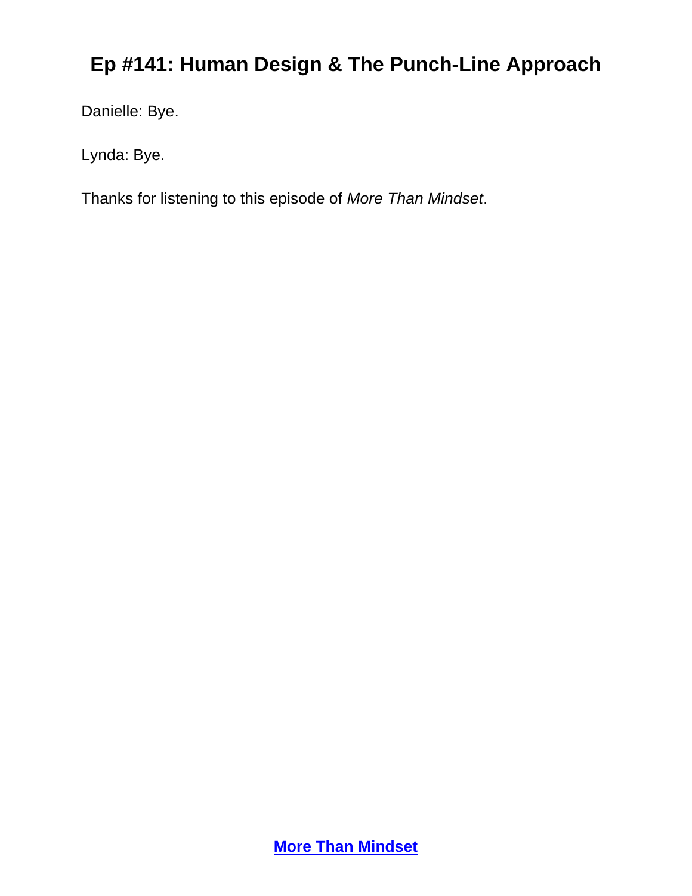Danielle: Bye.

Lynda: Bye.

Thanks for listening to this episode of *More Than Mindset*.